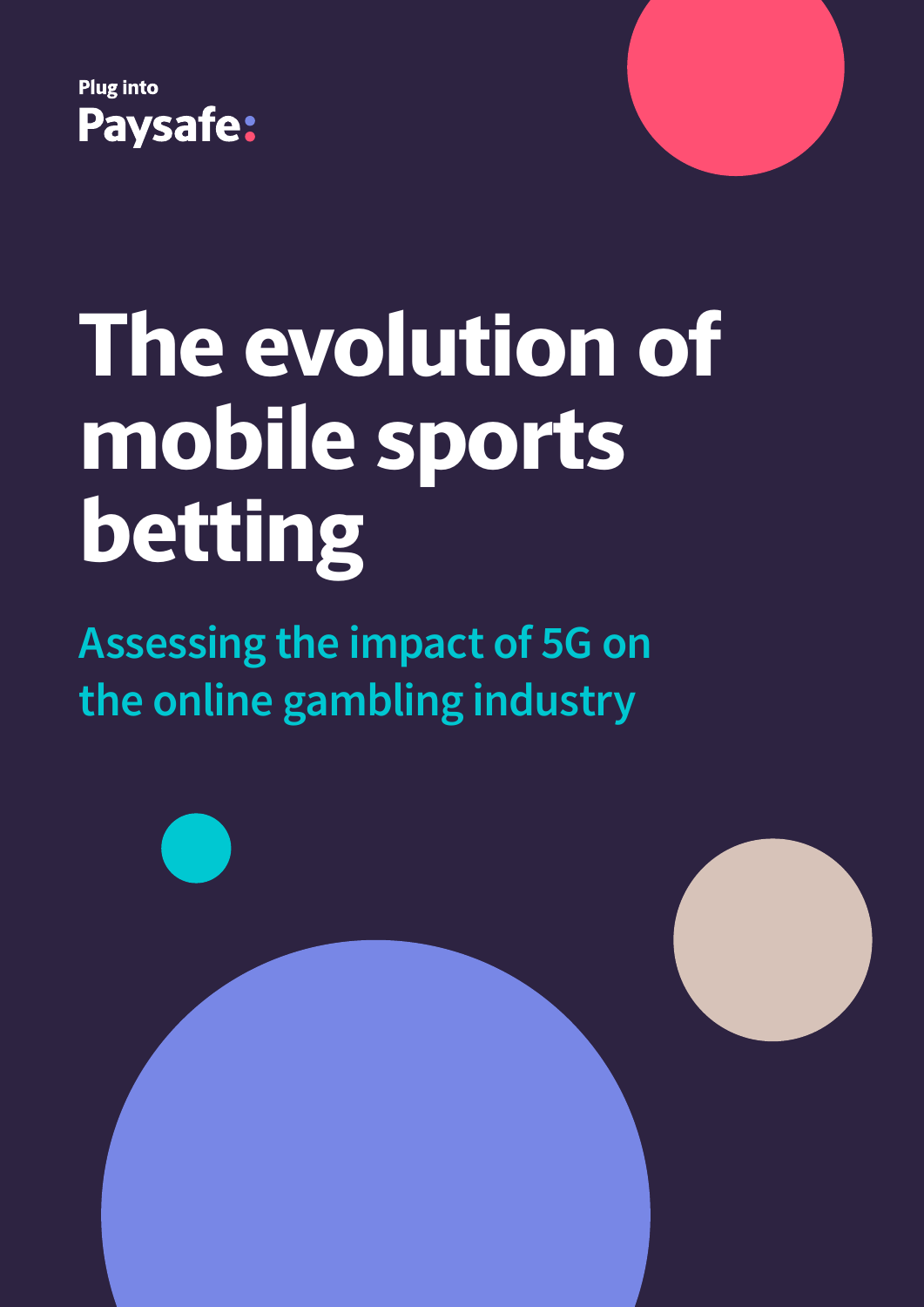Plug into Paysafe:

# The evolution of mobile sports betting

## Assessing the impact of 5G on the online gambling industry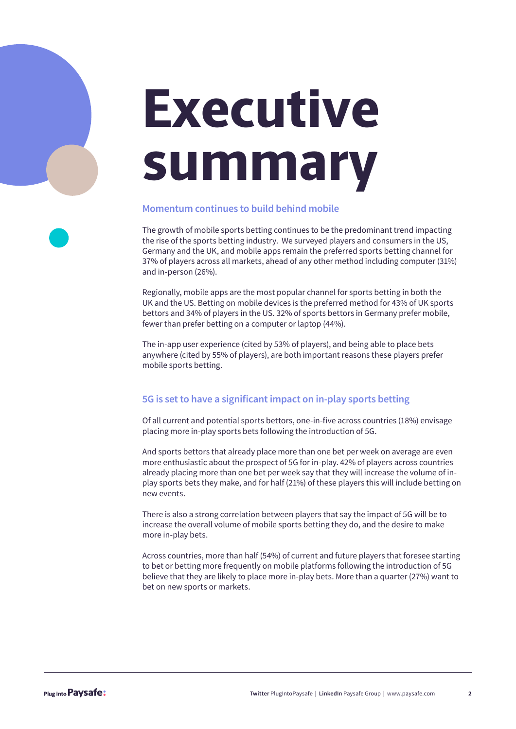# Executive summary

## Momentum continues to build behind mobile

The growth of mobile sports betting continues to be the predominant trend impacting the rise of the sports betting industry. We surveyed players and consumers in the US, Germany and the UK, and mobile apps remain the preferred sports betting channel for 37% of players across all markets, ahead of any other method including computer (31%) and in-person (26%).

Regionally, mobile apps are the most popular channel for sports betting in both the UK and the US. Betting on mobile devices is the preferred method for 43% of UK sports bettors and 34% of players in the US. 32% of sports bettors in Germany prefer mobile, fewer than prefer betting on a computer or laptop (44%).

The in-app user experience (cited by 53% of players), and being able to place bets anywhere (cited by 55% of players), are both important reasons these players prefer mobile sports betting.

## 5G is set to have a significant impact on in-play sports betting

Of all current and potential sports bettors, one-in-five across countries (18%) envisage placing more in-play sports bets following the introduction of 5G.

And sports bettors that already place more than one bet per week on average are even more enthusiastic about the prospect of 5G for in-play. 42% of players across countries already placing more than one bet per week say that they will increase the volume of in-play sports bets they make, and for half (21%) of these players this will include betting on new events.

There is also a strong correlation between players that say the impact of 5G will be to increase the overall volume of mobile sports betting they do, and the desire to make more in-play bets.

Across countries, more than half (54%) of current and future players that foresee starting to bet or betting more frequently on mobile platforms following the introduction of 5G believe that they are likely to place more in-play bets. More than a quarter (27%) want to bet on new sports or markets.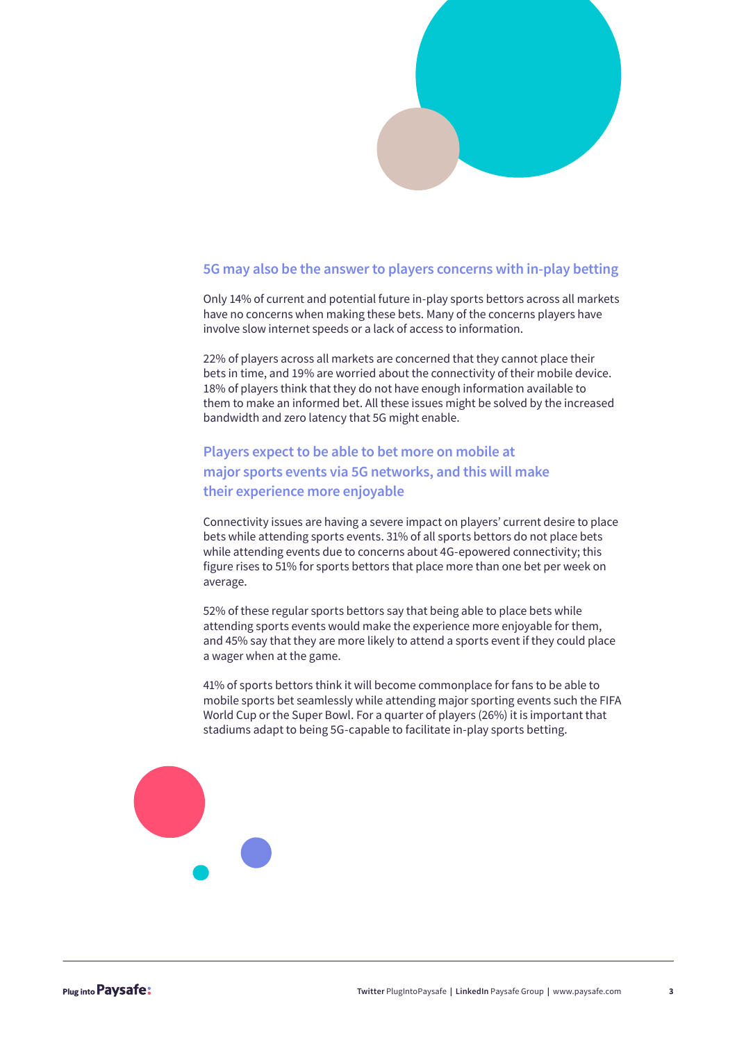## 5G may also be the answer to players concerns with in-play betting

Only 14% of current and potential future in-play sports bettors across all markets have no concerns when making these bets. Many of the concerns players have involve slow internet speeds or a lack of access to information.

22% of players across all markets are concerned that they cannot place their bets in time, and 19% are worried about the connectivity of their mobile device. 18% of players think that they do not have enough information available to them to make an informed bet. All these issues might be solved by the increased bandwidth and zero latency that 5G might enable.

## Players expect to be able to bet more on mobile at major sports events via 5G networks, and this will make their experience more enjoyable

Connectivity issues are having a severe impact on players' current desire to place bets while attending sports events. 31% of all sports bettors do not place bets while attending events due to concerns about 4G-epowered connectivity; this figure rises to 51% for sports bettors that place more than one bet per week on average.

52% of these regular sports bettors say that being able to place bets while attending sports events would make the experience more enjoyable for them, and 45% say that they are more likely to attend a sports event if they could place a wager when at the game.

41% of sports bettors think it will become commonplace for fans to be able to mobile sports bet seamlessly while attending major sporting events such the FIFA World Cup or the Super Bowl. For a quarter of players (26%) it is important that stadiums adapt to being 5G-capable to facilitate in-play sports betting.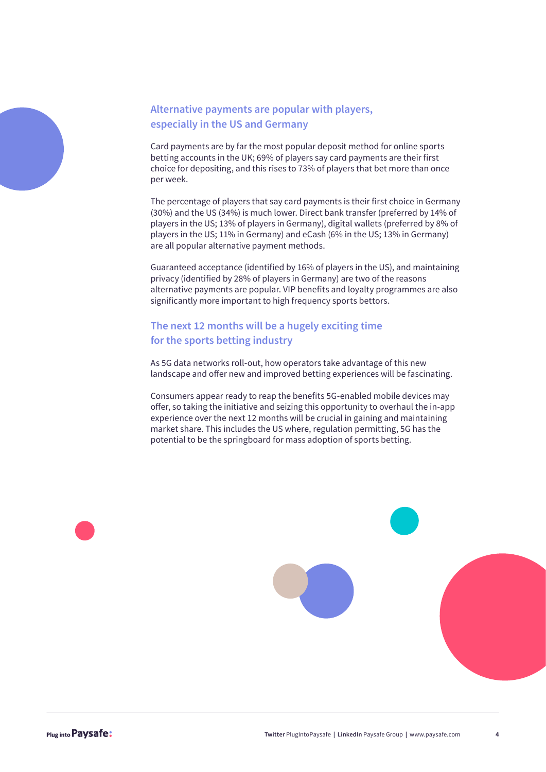## Alternative payments are popular with players, especially in the US and Germany

Card payments are by far the most popular deposit method for online sports betting accounts in the UK; 69% of players say card payments are their first choice for depositing, and this rises to 73% of players that bet more than once per week.

The percentage of players that say card payments is their first choice in Germany (30%) and the US (34%) is much lower. Direct bank transfer (preferred by 14% of players in the US; 13% of players in Germany), digital wallets (preferred by 8% of players in the US; 11% in Germany) and eCash (6% in the US; 13% in Germany) are all popular alternative payment methods.

Guaranteed acceptance (identified by 16% of players in the US), and maintaining privacy (identified by 28% of players in Germany) are two of the reasons alternative payments are popular. VIP benefits and loyalty programmes are also significantly more important to high frequency sports bettors.

## The next 12 months will be a hugely exciting time for the sports betting industry

As 5G data networks roll-out, how operators take advantage of this new landscape and offer new and improved betting experiences will be fascinating.

Consumers appear ready to reap the benefits 5G-enabled mobile devices may offer, so taking the initiative and seizing this opportunity to overhaul the in-app experience over the next 12 months will be crucial in gaining and maintaining market share. This includes the US where, regulation permitting, 5G has the potential to be the springboard for mass adoption of sports betting.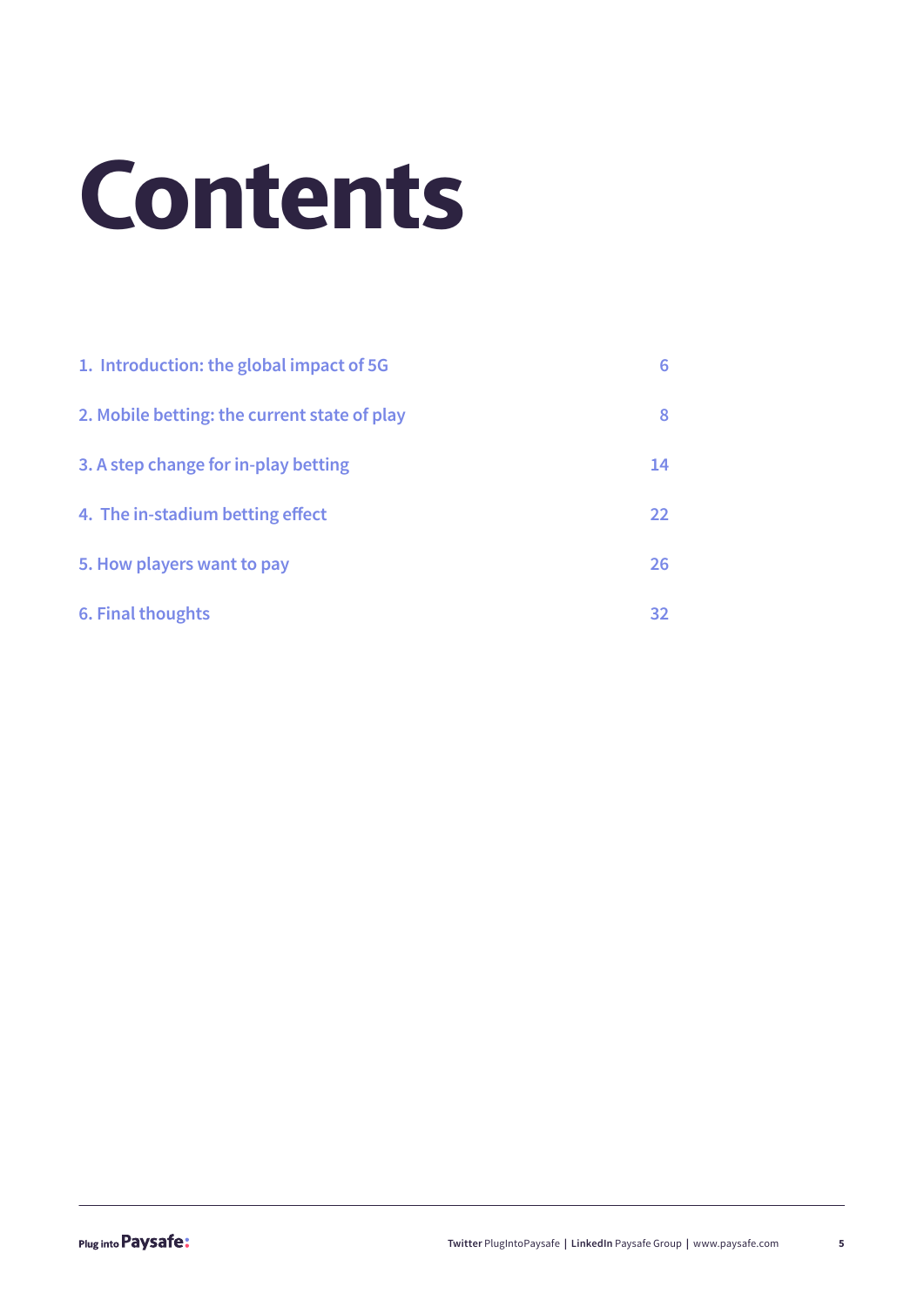# Contents

| | |
|---|---|
| 1. Introduction: the global impact of 5G | 6 |
| 2. Mobile betting: the current state of play | 8 |
| 3. A step change for in-play betting | 14 |
| 4. The in-stadium betting effect | 22 |
| 5. How players want to pay | 26 |
| 6. Final thoughts | 32 |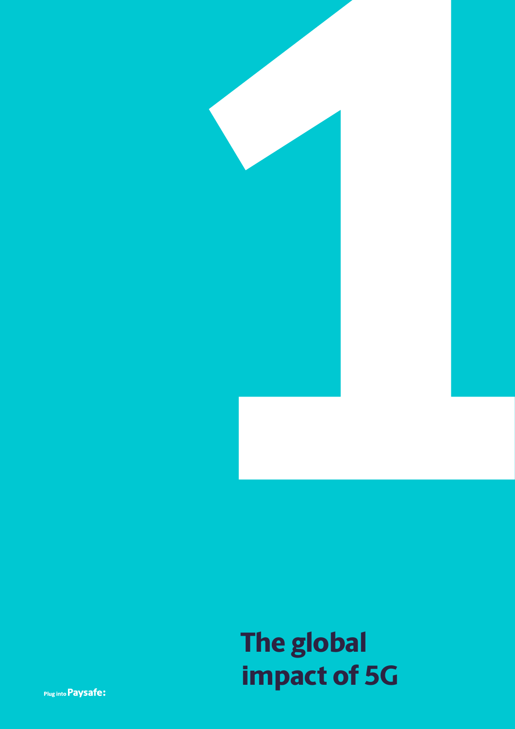# 1

# The global impact of 5G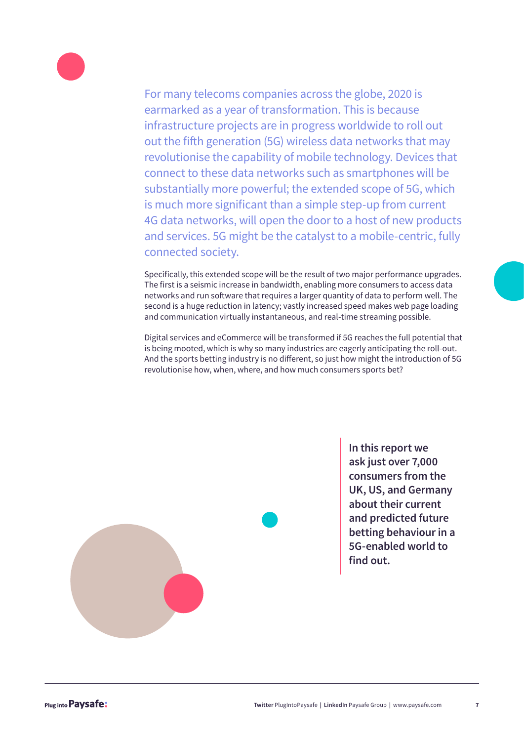For many telecoms companies across the globe, 2020 is earmarked as a year of transformation. This is because infrastructure projects are in progress worldwide to roll out out the fifth generation (5G) wireless data networks that may revolutionise the capability of mobile technology. Devices that connect to these data networks such as smartphones will be substantially more powerful; the extended scope of 5G, which is much more significant than a simple step-up from current 4G data networks, will open the door to a host of new products and services. 5G might be the catalyst to a mobile-centric, fully connected society.

Specifically, this extended scope will be the result of two major performance upgrades. The first is a seismic increase in bandwidth, enabling more consumers to access data networks and run software that requires a larger quantity of data to perform well. The second is a huge reduction in latency; vastly increased speed makes web page loading and communication virtually instantaneous, and real-time streaming possible.

Digital services and eCommerce will be transformed if 5G reaches the full potential that is being mooted, which is why so many industries are eagerly anticipating the roll-out. And the sports betting industry is no different, so just how might the introduction of 5G revolutionise how, when, where, and how much consumers sports bet?

**In this report we ask just over 7,000 consumers from the UK, US, and Germany about their current and predicted future betting behaviour in a 5G-enabled world to find out.**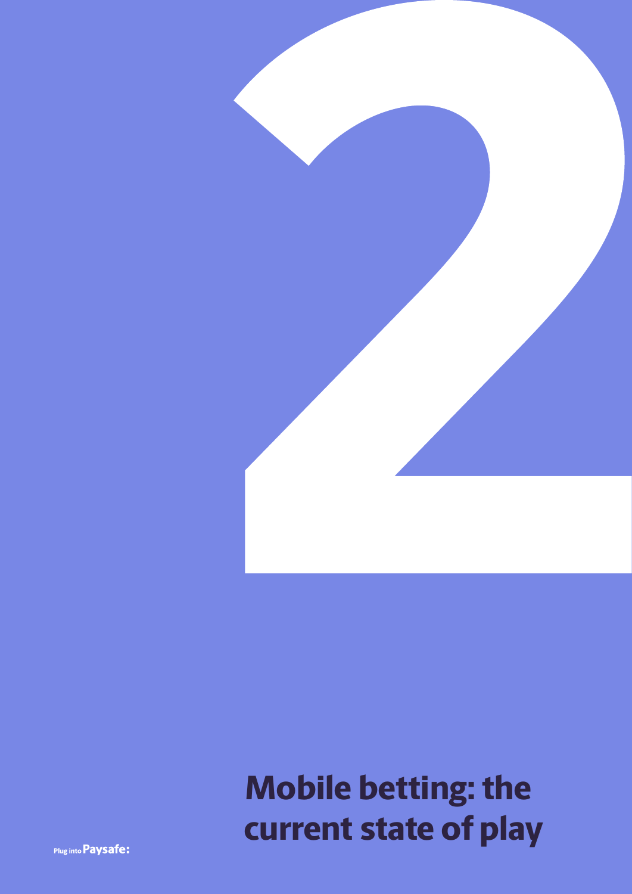2

# Mobile betting: the current state of play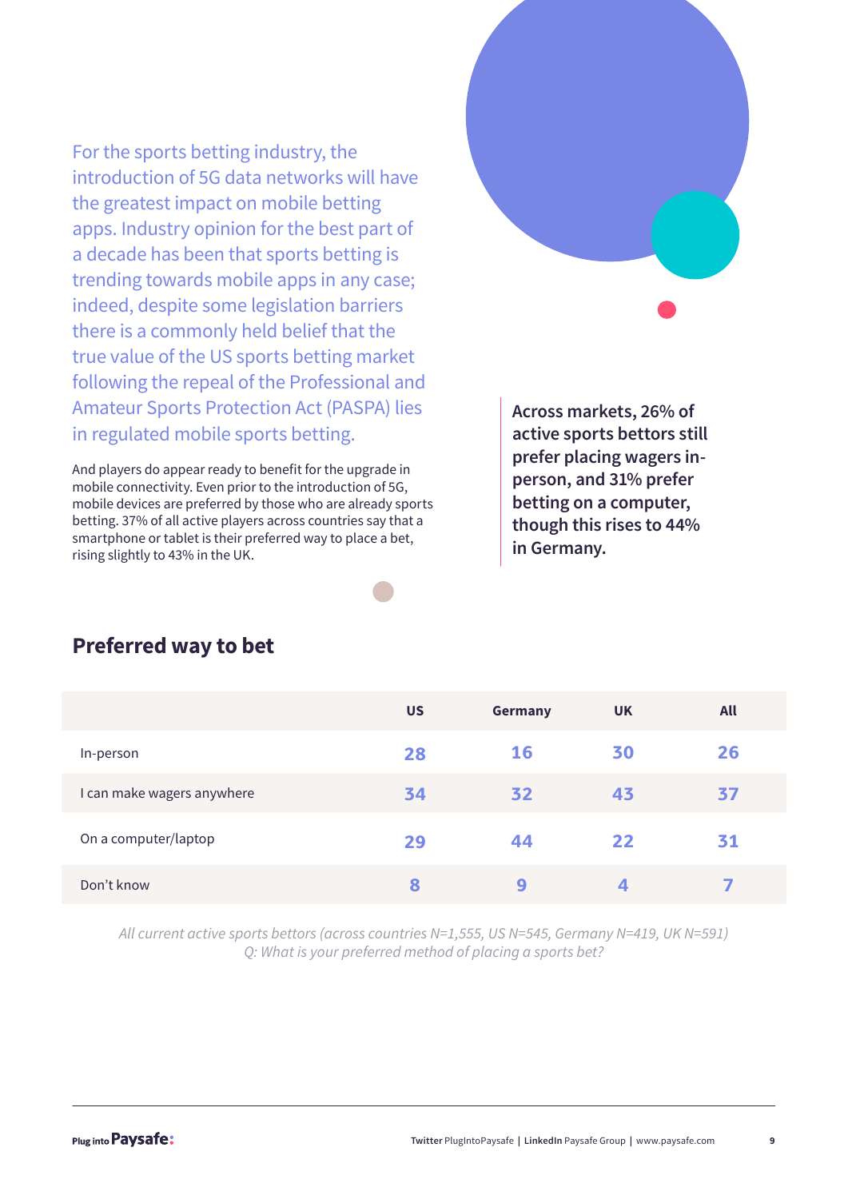For the sports betting industry, the introduction of 5G data networks will have the greatest impact on mobile betting apps. Industry opinion for the best part of a decade has been that sports betting is trending towards mobile apps in any case; indeed, despite some legislation barriers there is a commonly held belief that the true value of the US sports betting market following the repeal of the Professional and Amateur Sports Protection Act (PASPA) lies in regulated mobile sports betting.

And players do appear ready to benefit for the upgrade in mobile connectivity. Even prior to the introduction of 5G, mobile devices are preferred by those who are already sports betting. 37% of all active players across countries say that a smartphone or tablet is their preferred way to place a bet, rising slightly to 43% in the UK.

**Across markets, 26% of active sports bettors still prefer placing wagers in-person, and 31% prefer betting on a computer, though this rises to 44% in Germany.**

## Preferred way to bet

| | US | Germany | UK | All |
|---|---|---|---|---|
| In-person | 28 | 16 | 30 | 26 |
| I can make wagers anywhere | 34 | 32 | 43 | 37 |
| On a computer/laptop | 29 | 44 | 22 | 31 |
| Don't know | 8 | 9 | 4 | 7 |

*All current active sports bettors (across countries N=1,555, US N=545, Germany N=419, UK N=591)*
*Q: What is your preferred method of placing a sports bet?*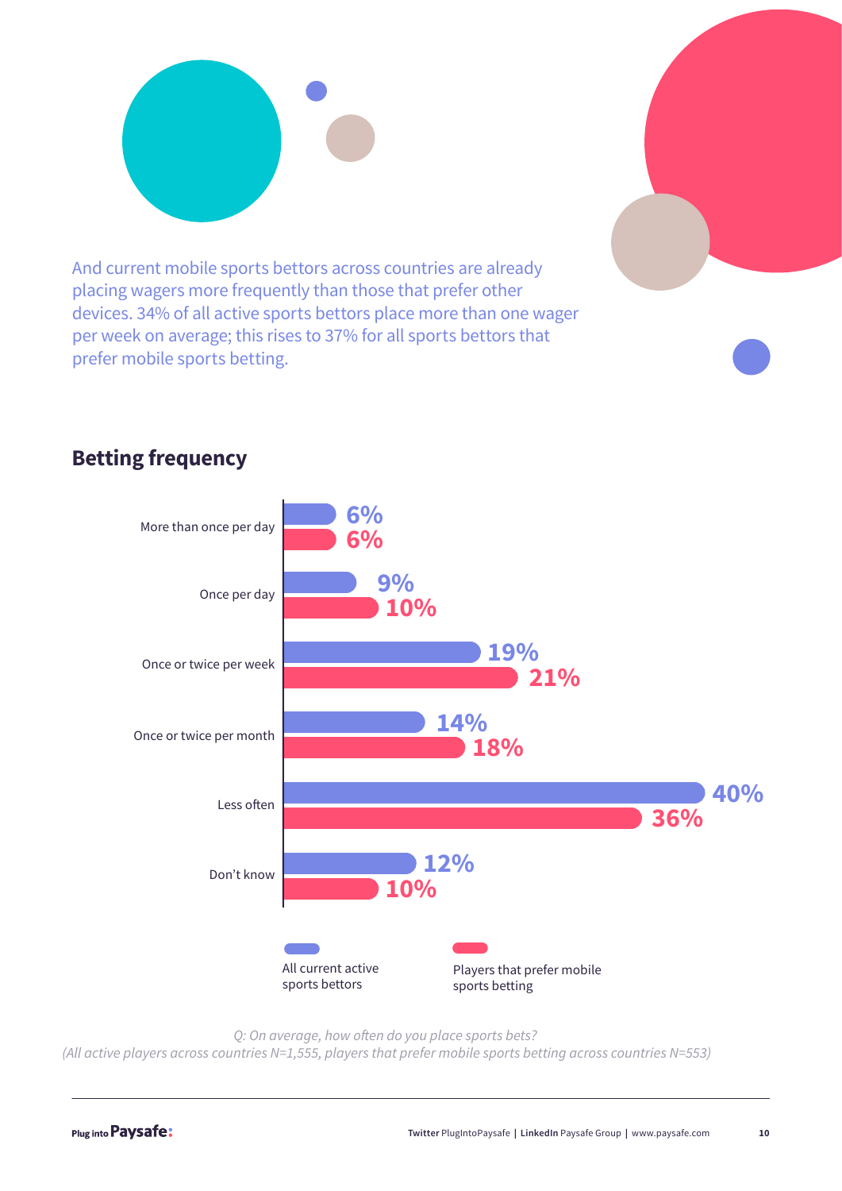And current mobile sports bettors across countries are already placing wagers more frequently than those that prefer other devices. 34% of all active sports bettors place more than one wager per week on average; this rises to 37% for all sports bettors that prefer mobile sports betting.

## Betting frequency

| | All current active sports bettors | Players that prefer mobile sports betting |
|---|---|---|
| More than once per day | 6% | 6% |
| Once per day | 9% | 10% |
| Once or twice per week | 19% | 21% |
| Once or twice per month | 14% | 18% |
| Less often | 40% | 36% |
| Don't know | 12% | 10% |

*Q: On average, how often do you place sports bets?*
*(All active players across countries N=1,555, players that prefer mobile sports betting across countries N=553)*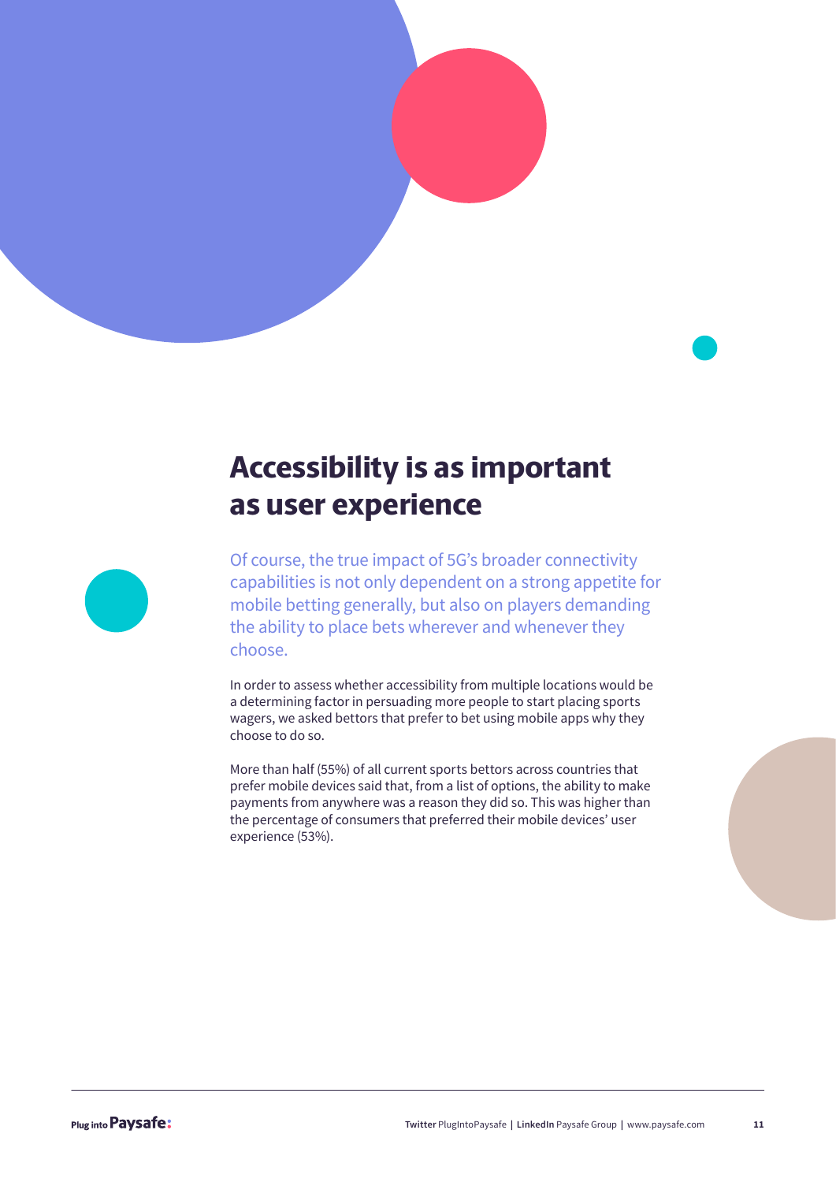## Accessibility is as important as user experience

Of course, the true impact of 5G's broader connectivity capabilities is not only dependent on a strong appetite for mobile betting generally, but also on players demanding the ability to place bets wherever and whenever they choose.

In order to assess whether accessibility from multiple locations would be a determining factor in persuading more people to start placing sports wagers, we asked bettors that prefer to bet using mobile apps why they choose to do so.

More than half (55%) of all current sports bettors across countries that prefer mobile devices said that, from a list of options, the ability to make payments from anywhere was a reason they did so. This was higher than the percentage of consumers that preferred their mobile devices' user experience (53%).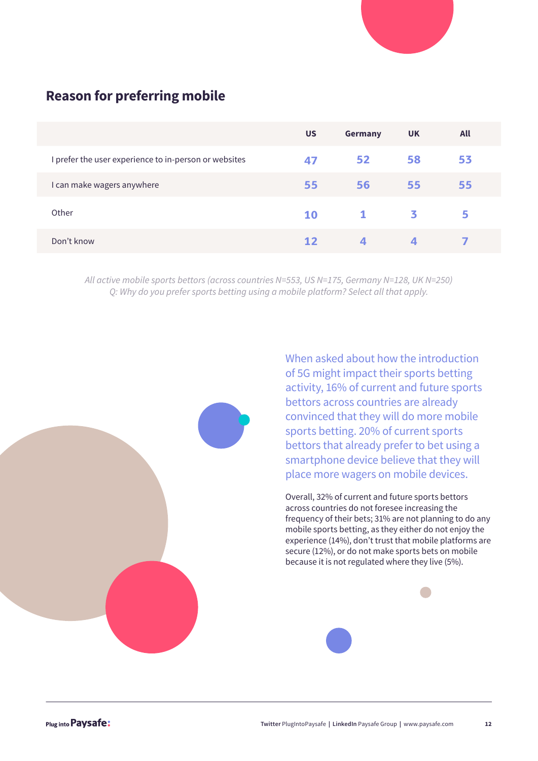## Reason for preferring mobile

| | US | Germany | UK | All |
|---|---|---|---|---|
| I prefer the user experience to in-person or websites | 47 | 52 | 58 | 53 |
| I can make wagers anywhere | 55 | 56 | 55 | 55 |
| Other | 10 | 1 | 3 | 5 |
| Don't know | 12 | 4 | 4 | 7 |

*All active mobile sports bettors (across countries N=553, US N=175, Germany N=128, UK N=250)*
*Q: Why do you prefer sports betting using a mobile platform? Select all that apply.*

When asked about how the introduction of 5G might impact their sports betting activity, 16% of current and future sports bettors across countries are already convinced that they will do more mobile sports betting. 20% of current sports bettors that already prefer to bet using a smartphone device believe that they will place more wagers on mobile devices.

Overall, 32% of current and future sports bettors across countries do not foresee increasing the frequency of their bets; 31% are not planning to do any mobile sports betting, as they either do not enjoy the experience (14%), don't trust that mobile platforms are secure (12%), or do not make sports bets on mobile because it is not regulated where they live (5%).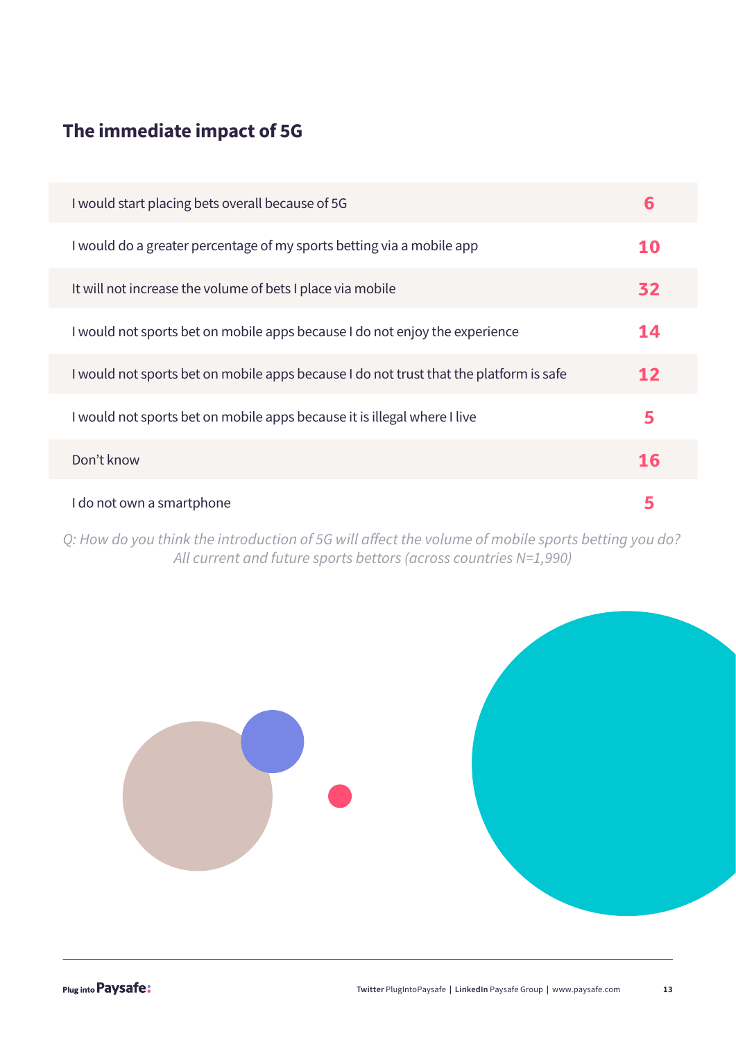## The immediate impact of 5G

| | |
|---|---|
| I would start placing bets overall because of 5G | 6 |
| I would do a greater percentage of my sports betting via a mobile app | 10 |
| It will not increase the volume of bets I place via mobile | 32 |
| I would not sports bet on mobile apps because I do not enjoy the experience | 14 |
| I would not sports bet on mobile apps because I do not trust that the platform is safe | 12 |
| I would not sports bet on mobile apps because it is illegal where I live | 5 |
| Don't know | 16 |
| I do not own a smartphone | 5 |

*Q: How do you think the introduction of 5G will affect the volume of mobile sports betting you do?*
*All current and future sports bettors (across countries N=1,990)*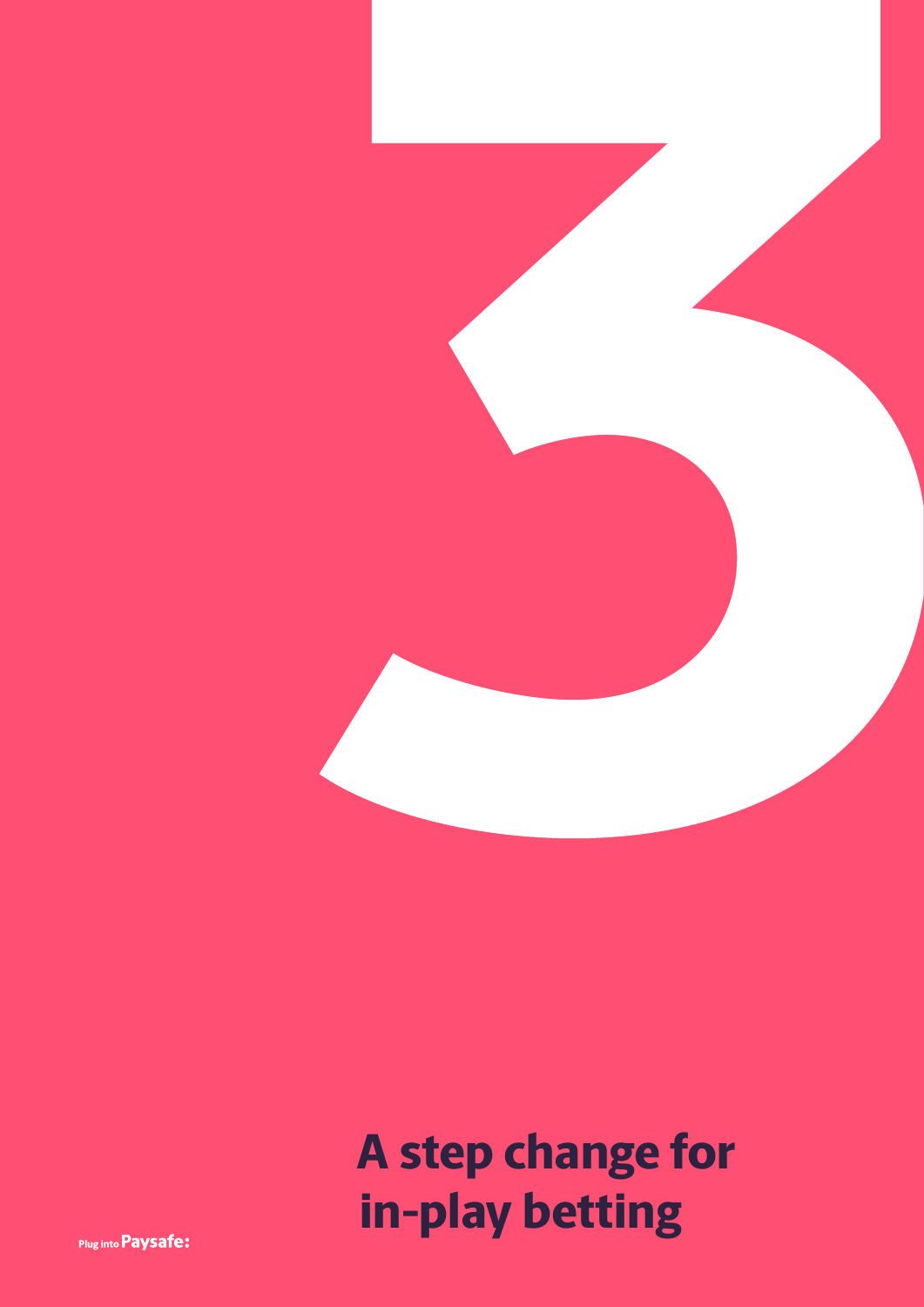# 3

## A step change for in-play betting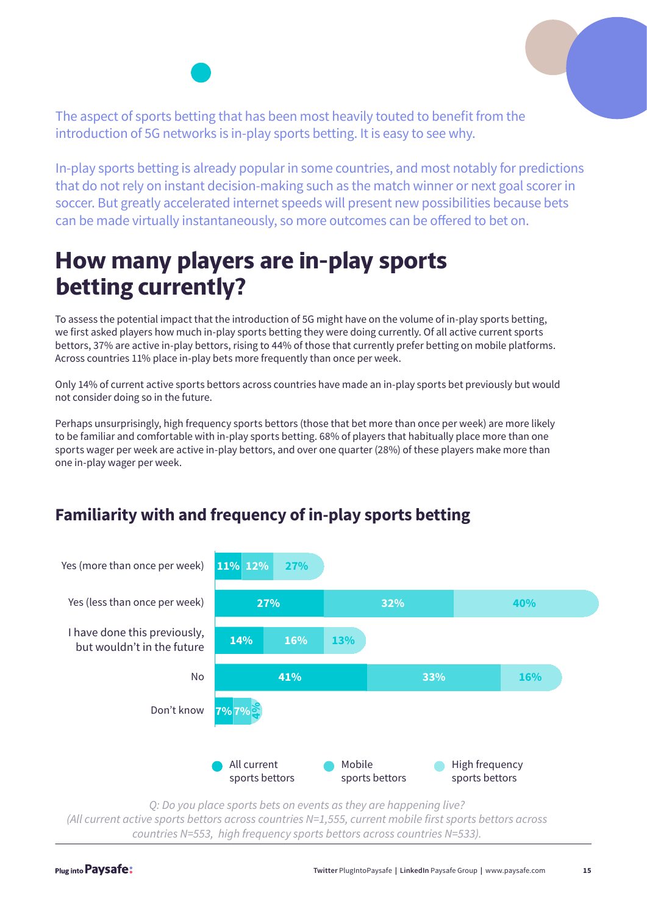The aspect of sports betting that has been most heavily touted to benefit from the introduction of 5G networks is in-play sports betting. It is easy to see why.

In-play sports betting is already popular in some countries, and most notably for predictions that do not rely on instant decision-making such as the match winner or next goal scorer in soccer. But greatly accelerated internet speeds will present new possibilities because bets can be made virtually instantaneously, so more outcomes can be offered to bet on.

# How many players are in-play sports betting currently?

To assess the potential impact that the introduction of 5G might have on the volume of in-play sports betting, we first asked players how much in-play sports betting they were doing currently. Of all active current sports bettors, 37% are active in-play bettors, rising to 44% of those that currently prefer betting on mobile platforms. Across countries 11% place in-play bets more frequently than once per week.

Only 14% of current active sports bettors across countries have made an in-play sports bet previously but would not consider doing so in the future.

Perhaps unsurprisingly, high frequency sports bettors (those that bet more than once per week) are more likely to be familiar and comfortable with in-play sports betting. 68% of players that habitually place more than one sports wager per week are active in-play bettors, and over one quarter (28%) of these players make more than one in-play wager per week.

## Familiarity with and frequency of in-play sports betting

| | All current sports bettors | Mobile sports bettors | High frequency sports bettors |
|---|---|---|---|
| Yes (more than once per week) | 11% | 12% | 27% |
| Yes (less than once per week) | 27% | 32% | 40% |
| I have done this previously, but wouldn't in the future | 14% | 16% | 13% |
| No | 41% | 33% | 16% |
| Don't know | 7% | 7% | 4% |

*Q: Do you place sports bets on events as they are happening live?*
*(All current active sports bettors across countries N=1,555, current mobile first sports bettors across countries N=553, high frequency sports bettors across countries N=533).*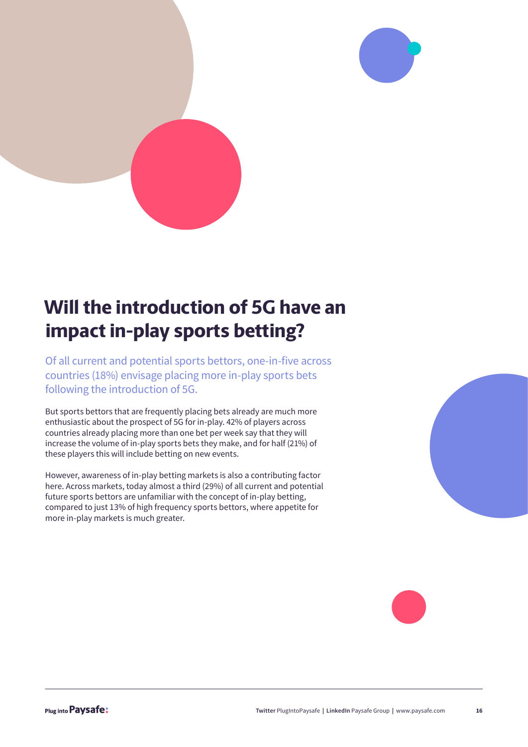# Will the introduction of 5G have an impact in-play sports betting?

Of all current and potential sports bettors, one-in-five across countries (18%) envisage placing more in-play sports bets following the introduction of 5G.

But sports bettors that are frequently placing bets already are much more enthusiastic about the prospect of 5G for in-play. 42% of players across countries already placing more than one bet per week say that they will increase the volume of in-play sports bets they make, and for half (21%) of these players this will include betting on new events.

However, awareness of in-play betting markets is also a contributing factor here. Across markets, today almost a third (29%) of all current and potential future sports bettors are unfamiliar with the concept of in-play betting, compared to just 13% of high frequency sports bettors, where appetite for more in-play markets is much greater.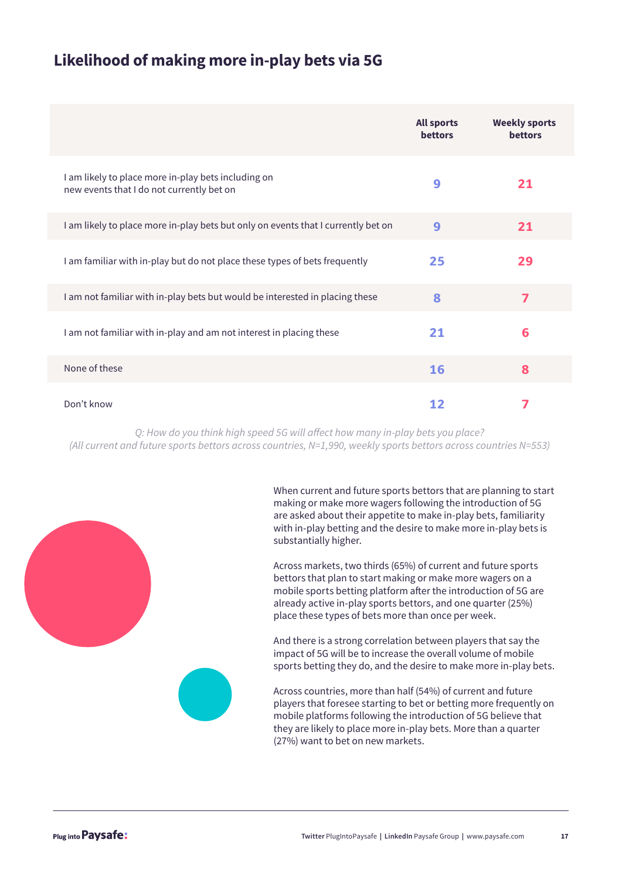## Likelihood of making more in-play bets via 5G

| | All sports bettors | Weekly sports bettors |
|---|---|---|
| I am likely to place more in-play bets including on new events that I do not currently bet on | 9 | 21 |
| I am likely to place more in-play bets but only on events that I currently bet on | 9 | 21 |
| I am familiar with in-play but do not place these types of bets frequently | 25 | 29 |
| I am not familiar with in-play bets but would be interested in placing these | 8 | 7 |
| I am not familiar with in-play and am not interest in placing these | 21 | 6 |
| None of these | 16 | 8 |
| Don't know | 12 | 7 |

*Q: How do you think high speed 5G will affect how many in-play bets you place?*
*(All current and future sports bettors across countries, N=1,990, weekly sports bettors across countries N=553)*

When current and future sports bettors that are planning to start making or make more wagers following the introduction of 5G are asked about their appetite to make in-play bets, familiarity with in-play betting and the desire to make more in-play bets is substantially higher.

Across markets, two thirds (65%) of current and future sports bettors that plan to start making or make more wagers on a mobile sports betting platform after the introduction of 5G are already active in-play sports bettors, and one quarter (25%) place these types of bets more than once per week.

And there is a strong correlation between players that say the impact of 5G will be to increase the overall volume of mobile sports betting they do, and the desire to make more in-play bets.

Across countries, more than half (54%) of current and future players that foresee starting to bet or betting more frequently on mobile platforms following the introduction of 5G believe that they are likely to place more in-play bets. More than a quarter (27%) want to bet on new markets.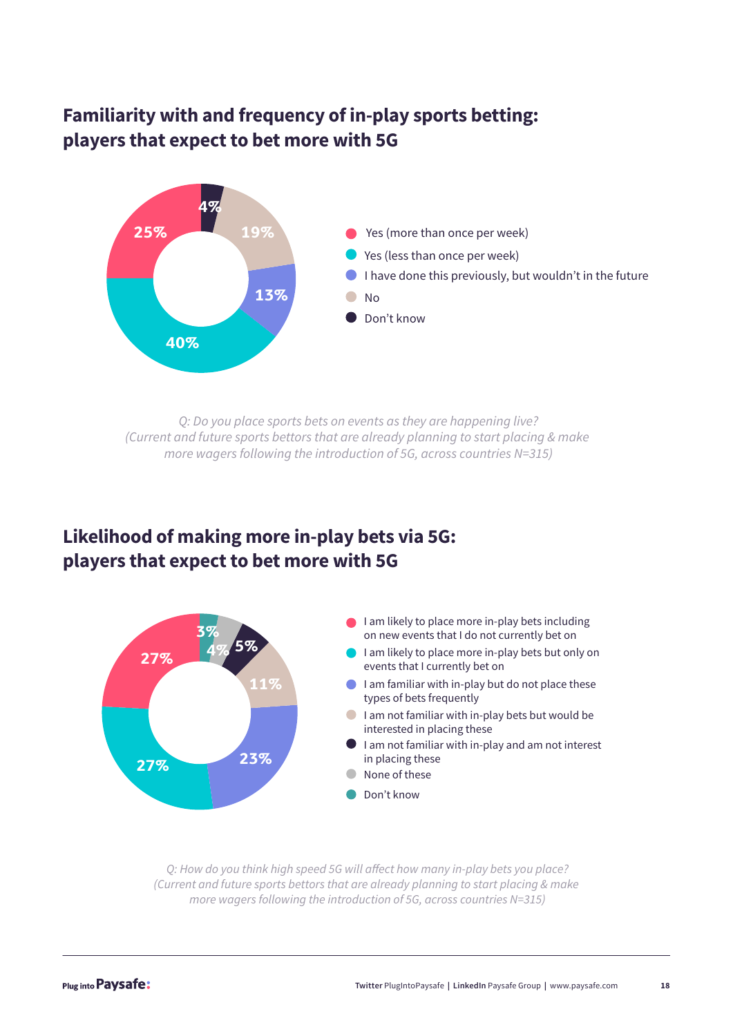## Familiarity with and frequency of in-play sports betting: players that expect to bet more with 5G

| Response | % |
| --- | --- |
| Yes (more than once per week) | 25% |
| Yes (less than once per week) | 40% |
| I have done this previously, but wouldn't in the future | 13% |
| No | 19% |
| Don't know | 4% |

*Q: Do you place sports bets on events as they are happening live?*
*(Current and future sports bettors that are already planning to start placing & make more wagers following the introduction of 5G, across countries N=315)*

## Likelihood of making more in-play bets via 5G: players that expect to bet more with 5G

| Response | % |
| --- | --- |
| I am likely to place more in-play bets including on new events that I do not currently bet on | 27% |
| I am likely to place more in-play bets but only on events that I currently bet on | 27% |
| I am familiar with in-play but do not place these types of bets frequently | 23% |
| I am not familiar with in-play bets but would be interested in placing these | 11% |
| I am not familiar with in-play and am not interest in placing these | 5% |
| None of these | 4% |
| Don't know | 3% |

*Q: How do you think high speed 5G will affect how many in-play bets you place?*
*(Current and future sports bettors that are already planning to start placing & make more wagers following the introduction of 5G, across countries N=315)*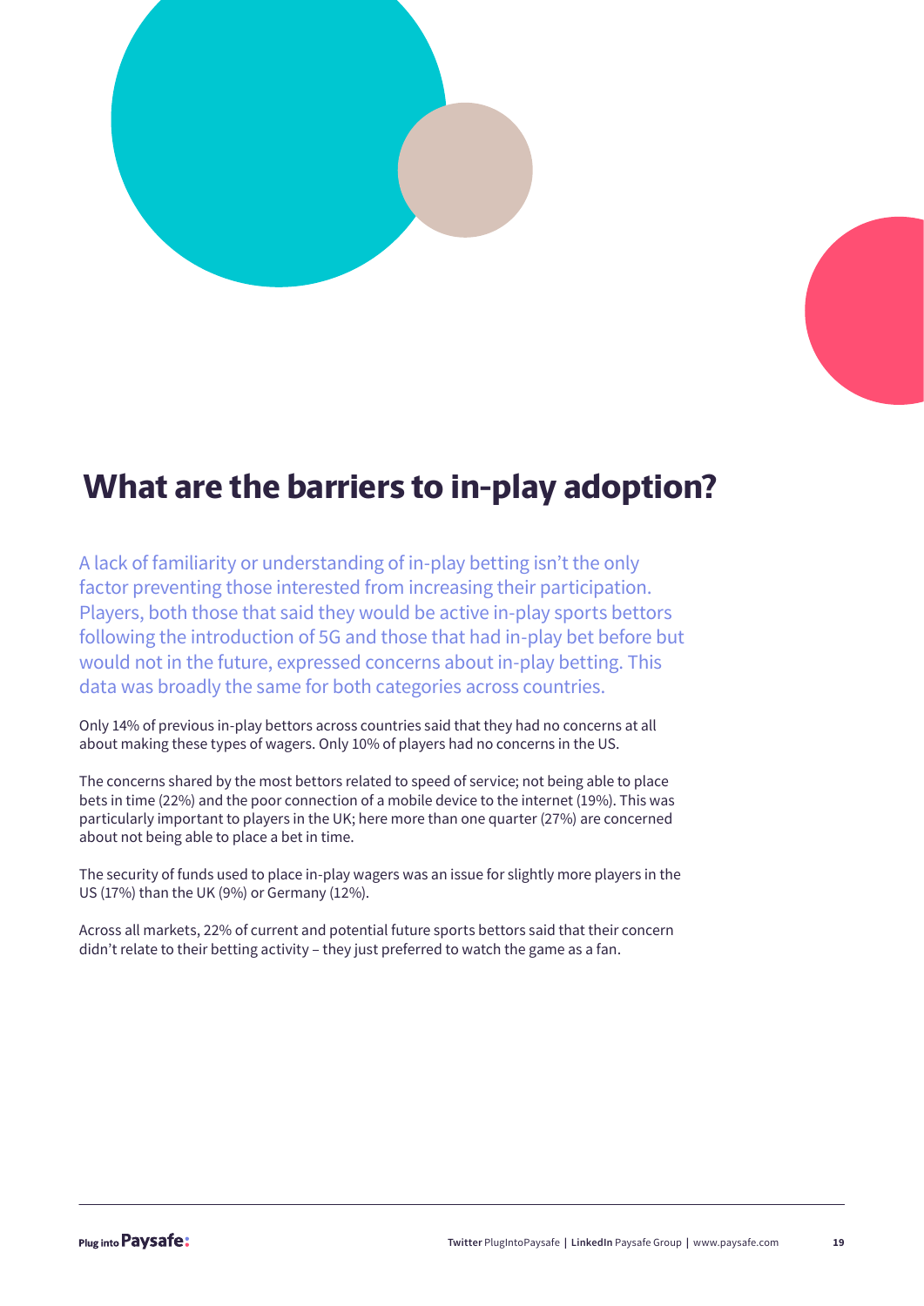# What are the barriers to in-play adoption?

A lack of familiarity or understanding of in-play betting isn't the only factor preventing those interested from increasing their participation. Players, both those that said they would be active in-play sports bettors following the introduction of 5G and those that had in-play bet before but would not in the future, expressed concerns about in-play betting. This data was broadly the same for both categories across countries.

Only 14% of previous in-play bettors across countries said that they had no concerns at all about making these types of wagers. Only 10% of players had no concerns in the US.

The concerns shared by the most bettors related to speed of service; not being able to place bets in time (22%) and the poor connection of a mobile device to the internet (19%). This was particularly important to players in the UK; here more than one quarter (27%) are concerned about not being able to place a bet in time.

The security of funds used to place in-play wagers was an issue for slightly more players in the US (17%) than the UK (9%) or Germany (12%).

Across all markets, 22% of current and potential future sports bettors said that their concern didn't relate to their betting activity – they just preferred to watch the game as a fan.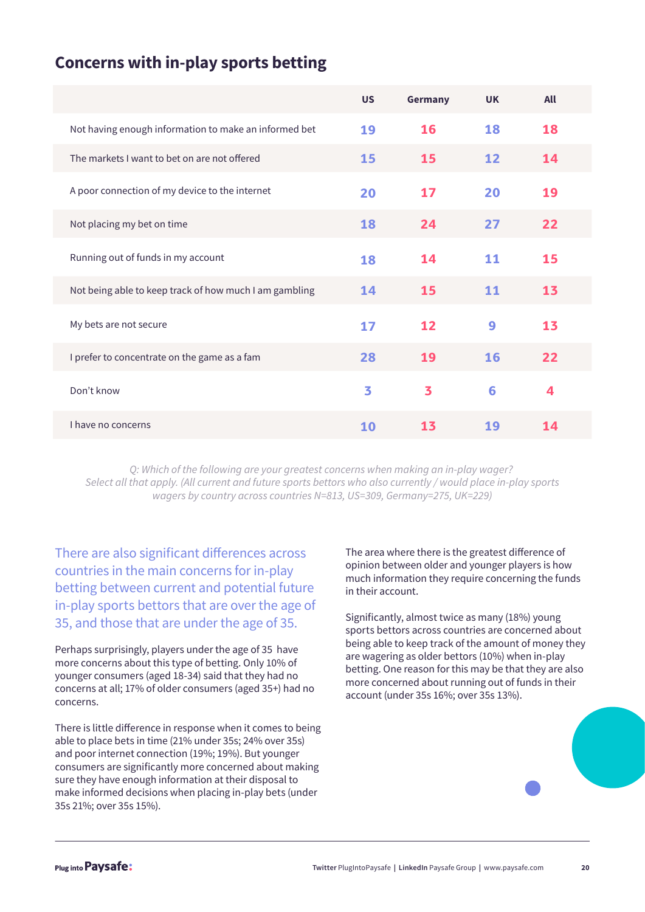## Concerns with in-play sports betting

| | US | Germany | UK | All |
|---|---|---|---|---|
| Not having enough information to make an informed bet | 19 | 16 | 18 | 18 |
| The markets I want to bet on are not offered | 15 | 15 | 12 | 14 |
| A poor connection of my device to the internet | 20 | 17 | 20 | 19 |
| Not placing my bet on time | 18 | 24 | 27 | 22 |
| Running out of funds in my account | 18 | 14 | 11 | 15 |
| Not being able to keep track of how much I am gambling | 14 | 15 | 11 | 13 |
| My bets are not secure | 17 | 12 | 9 | 13 |
| I prefer to concentrate on the game as a fam | 28 | 19 | 16 | 22 |
| Don't know | 3 | 3 | 6 | 4 |
| I have no concerns | 10 | 13 | 19 | 14 |

*Q: Which of the following are your greatest concerns when making an in-play wager? Select all that apply. (All current and future sports bettors who also currently / would place in-play sports wagers by country across countries N=813, US=309, Germany=275, UK=229)*

There are also significant differences across countries in the main concerns for in-play betting between current and potential future in-play sports bettors that are over the age of 35, and those that are under the age of 35.

Perhaps surprisingly, players under the age of 35 have more concerns about this type of betting. Only 10% of younger consumers (aged 18-34) said that they had no concerns at all; 17% of older consumers (aged 35+) had no concerns.

There is little difference in response when it comes to being able to place bets in time (21% under 35s; 24% over 35s) and poor internet connection (19%; 19%). But younger consumers are significantly more concerned about making sure they have enough information at their disposal to make informed decisions when placing in-play bets (under 35s 21%; over 35s 15%).

The area where there is the greatest difference of opinion between older and younger players is how much information they require concerning the funds in their account.

Significantly, almost twice as many (18%) young sports bettors across countries are concerned about being able to keep track of the amount of money they are wagering as older bettors (10%) when in-play betting. One reason for this may be that they are also more concerned about running out of funds in their account (under 35s 16%; over 35s 13%).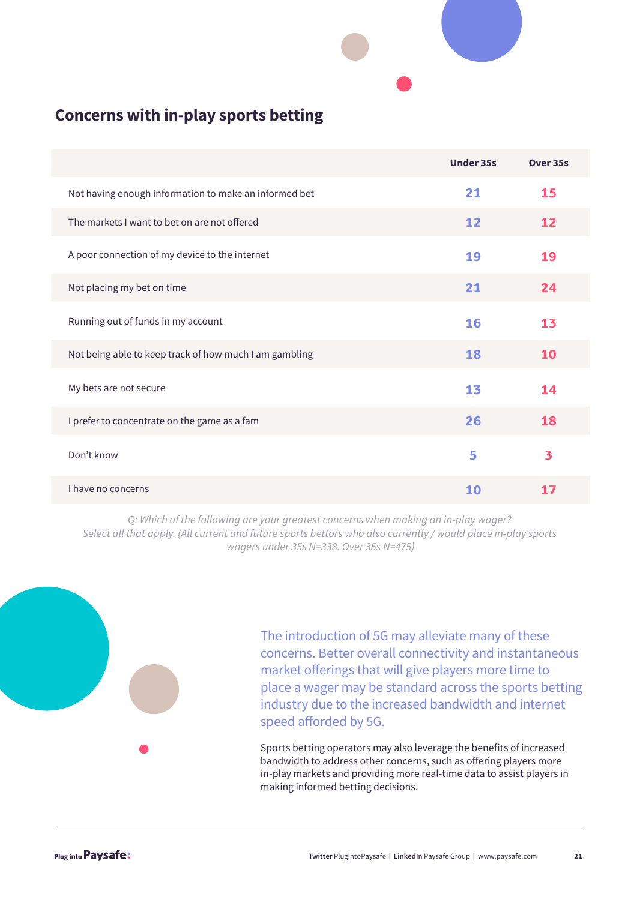## Concerns with in-play sports betting

| | Under 35s | Over 35s |
|---|---|---|
| Not having enough information to make an informed bet | 21 | 15 |
| The markets I want to bet on are not offered | 12 | 12 |
| A poor connection of my device to the internet | 19 | 19 |
| Not placing my bet on time | 21 | 24 |
| Running out of funds in my account | 16 | 13 |
| Not being able to keep track of how much I am gambling | 18 | 10 |
| My bets are not secure | 13 | 14 |
| I prefer to concentrate on the game as a fam | 26 | 18 |
| Don't know | 5 | 3 |
| I have no concerns | 10 | 17 |

*Q: Which of the following are your greatest concerns when making an in-play wager? Select all that apply. (All current and future sports bettors who also currently / would place in-play sports wagers under 35s N=338. Over 35s N=475)*

The introduction of 5G may alleviate many of these concerns. Better overall connectivity and instantaneous market offerings that will give players more time to place a wager may be standard across the sports betting industry due to the increased bandwidth and internet speed afforded by 5G.

Sports betting operators may also leverage the benefits of increased bandwidth to address other concerns, such as offering players more in-play markets and providing more real-time data to assist players in making informed betting decisions.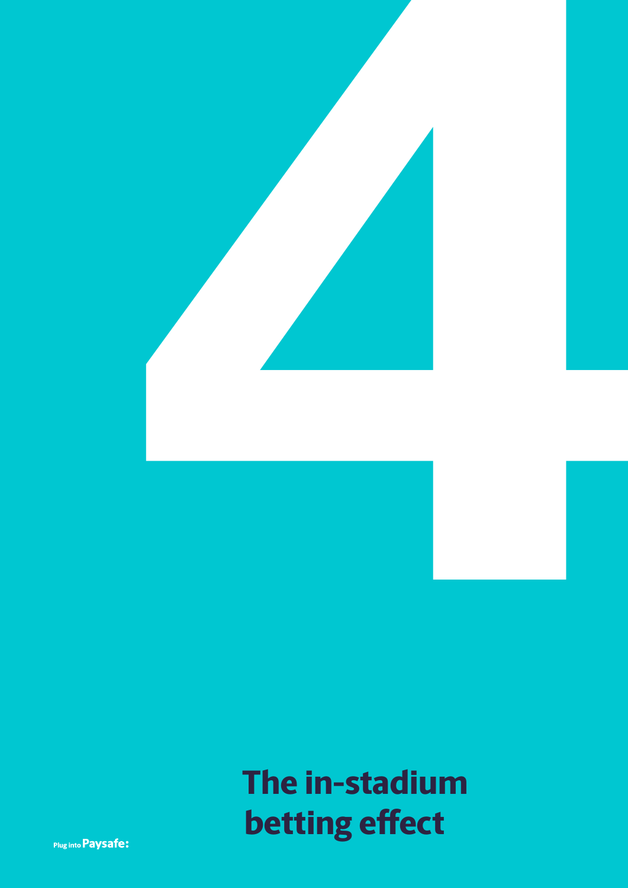# 4

# The in-stadium betting effect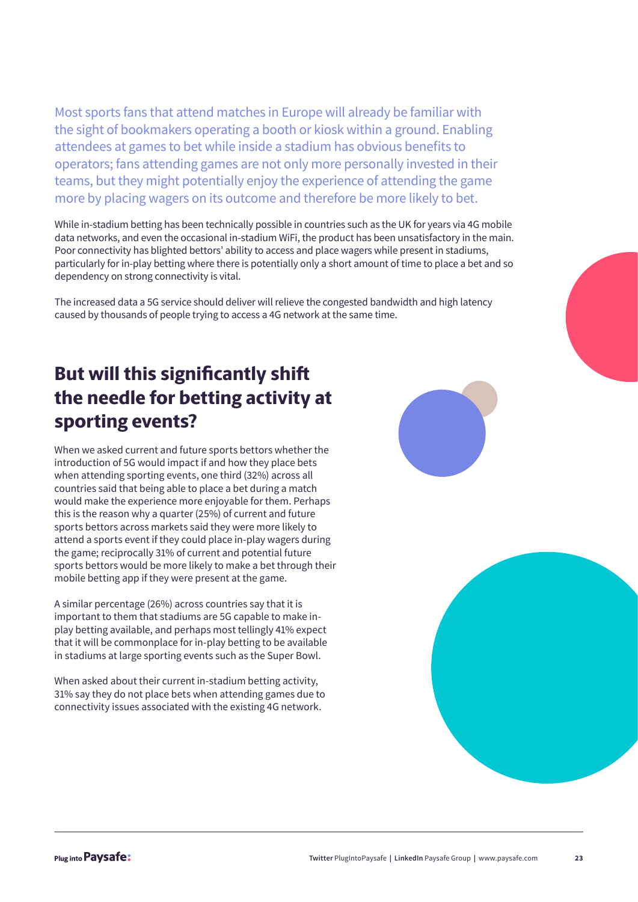Most sports fans that attend matches in Europe will already be familiar with the sight of bookmakers operating a booth or kiosk within a ground. Enabling attendees at games to bet while inside a stadium has obvious benefits to operators; fans attending games are not only more personally invested in their teams, but they might potentially enjoy the experience of attending the game more by placing wagers on its outcome and therefore be more likely to bet.

While in-stadium betting has been technically possible in countries such as the UK for years via 4G mobile data networks, and even the occasional in-stadium WiFi, the product has been unsatisfactory in the main. Poor connectivity has blighted bettors' ability to access and place wagers while present in stadiums, particularly for in-play betting where there is potentially only a short amount of time to place a bet and so dependency on strong connectivity is vital.

The increased data a 5G service should deliver will relieve the congested bandwidth and high latency caused by thousands of people trying to access a 4G network at the same time.

## But will this significantly shift the needle for betting activity at sporting events?

When we asked current and future sports bettors whether the introduction of 5G would impact if and how they place bets when attending sporting events, one third (32%) across all countries said that being able to place a bet during a match would make the experience more enjoyable for them. Perhaps this is the reason why a quarter (25%) of current and future sports bettors across markets said they were more likely to attend a sports event if they could place in-play wagers during the game; reciprocally 31% of current and potential future sports bettors would be more likely to make a bet through their mobile betting app if they were present at the game.

A similar percentage (26%) across countries say that it is important to them that stadiums are 5G capable to make in-play betting available, and perhaps most tellingly 41% expect that it will be commonplace for in-play betting to be available in stadiums at large sporting events such as the Super Bowl.

When asked about their current in-stadium betting activity, 31% say they do not place bets when attending games due to connectivity issues associated with the existing 4G network.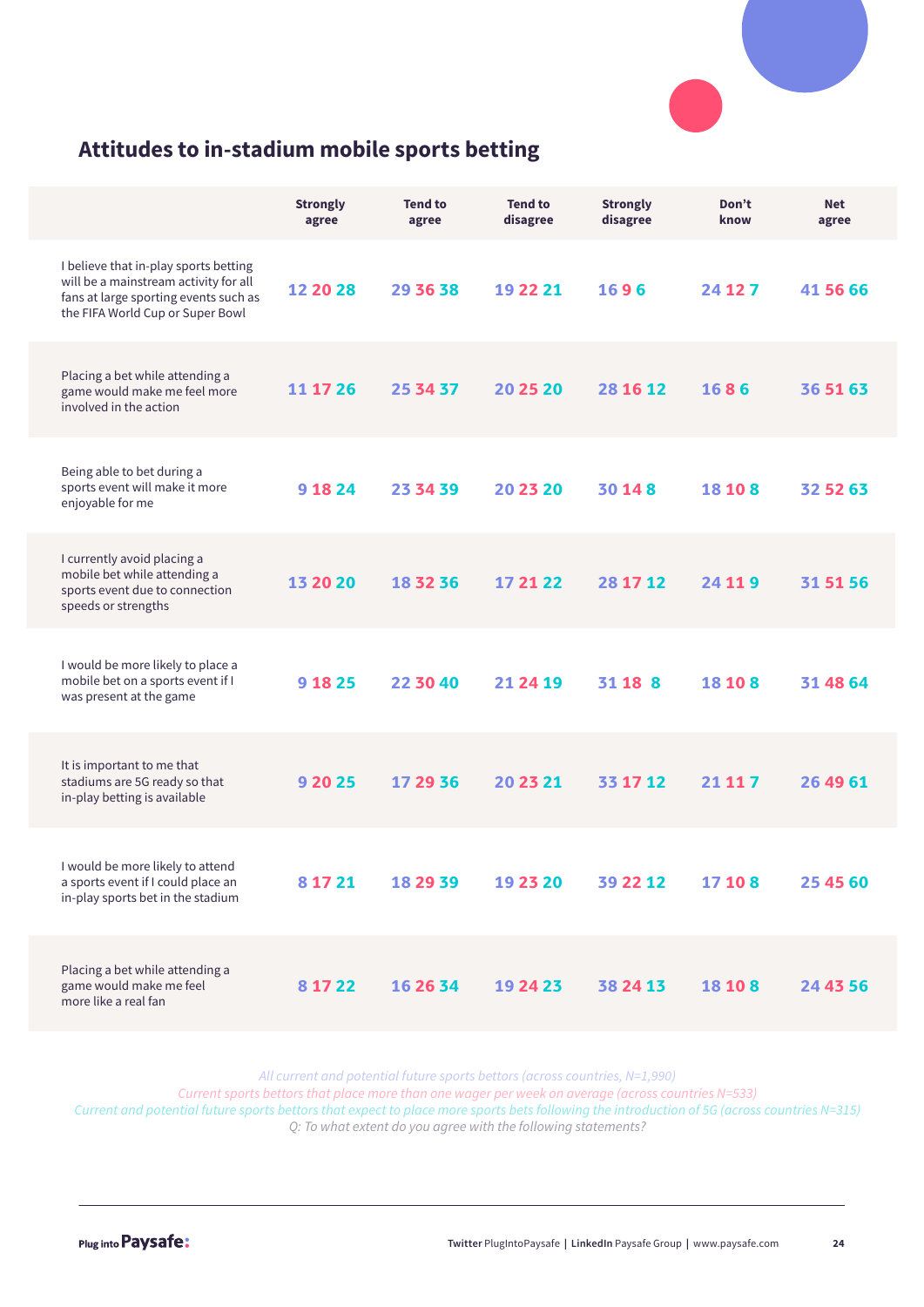## Attitudes to in-stadium mobile sports betting

| | Strongly agree | Tend to agree | Tend to disagree | Strongly disagree | Don't know | Net agree |
|---|---|---|---|---|---|---|
| I believe that in-play sports betting will be a mainstream activity for all fans at large sporting events such as the FIFA World Cup or Super Bowl | 12 20 28 | 29 36 38 | 19 22 21 | 16 9 6 | 24 12 7 | 41 56 66 |
| Placing a bet while attending a game would make me feel more involved in the action | 11 17 26 | 25 34 37 | 20 25 20 | 28 16 12 | 16 8 6 | 36 51 63 |
| Being able to bet during a sports event will make it more enjoyable for me | 9 18 24 | 23 34 39 | 20 23 20 | 30 14 8 | 18 10 8 | 32 52 63 |
| I currently avoid placing a mobile bet while attending a sports event due to connection speeds or strengths | 13 20 20 | 18 32 36 | 17 21 22 | 28 17 12 | 24 11 9 | 31 51 56 |
| I would be more likely to place a mobile bet on a sports event if I was present at the game | 9 18 25 | 22 30 40 | 21 24 19 | 31 18 8 | 18 10 8 | 31 48 64 |
| It is important to me that stadiums are 5G ready so that in-play betting is available | 9 20 25 | 17 29 36 | 20 23 21 | 33 17 12 | 21 11 7 | 26 49 61 |
| I would be more likely to attend a sports event if I could place an in-play sports bet in the stadium | 8 17 21 | 18 29 39 | 19 23 20 | 39 22 12 | 17 10 8 | 25 45 60 |
| Placing a bet while attending a game would make me feel more like a real fan | 8 17 22 | 16 26 34 | 19 24 23 | 38 24 13 | 18 10 8 | 24 43 56 |

*All current and potential future sports bettors (across countries, N=1,990)*
*Current sports bettors that place more than one wager per week on average (across countries N=533)*
*Current and potential future sports bettors that expect to place more sports bets following the introduction of 5G (across countries N=315)*
*Q: To what extent do you agree with the following statements?*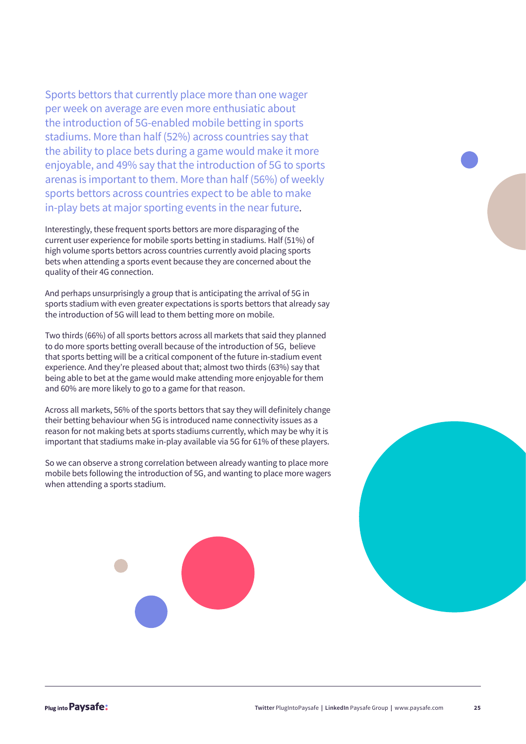Sports bettors that currently place more than one wager per week on average are even more enthusiatic about the introduction of 5G-enabled mobile betting in sports stadiums. More than half (52%) across countries say that the ability to place bets during a game would make it more enjoyable, and 49% say that the introduction of 5G to sports arenas is important to them. More than half (56%) of weekly sports bettors across countries expect to be able to make in-play bets at major sporting events in the near future.

Interestingly, these frequent sports bettors are more disparaging of the current user experience for mobile sports betting in stadiums. Half (51%) of high volume sports bettors across countries currently avoid placing sports bets when attending a sports event because they are concerned about the quality of their 4G connection.

And perhaps unsurprisingly a group that is anticipating the arrival of 5G in sports stadium with even greater expectations is sports bettors that already say the introduction of 5G will lead to them betting more on mobile.

Two thirds (66%) of all sports bettors across all markets that said they planned to do more sports betting overall because of the introduction of 5G, believe that sports betting will be a critical component of the future in-stadium event experience. And they're pleased about that; almost two thirds (63%) say that being able to bet at the game would make attending more enjoyable for them and 60% are more likely to go to a game for that reason.

Across all markets, 56% of the sports bettors that say they will definitely change their betting behaviour when 5G is introduced name connectivity issues as a reason for not making bets at sports stadiums currently, which may be why it is important that stadiums make in-play available via 5G for 61% of these players.

So we can observe a strong correlation between already wanting to place more mobile bets following the introduction of 5G, and wanting to place more wagers when attending a sports stadium.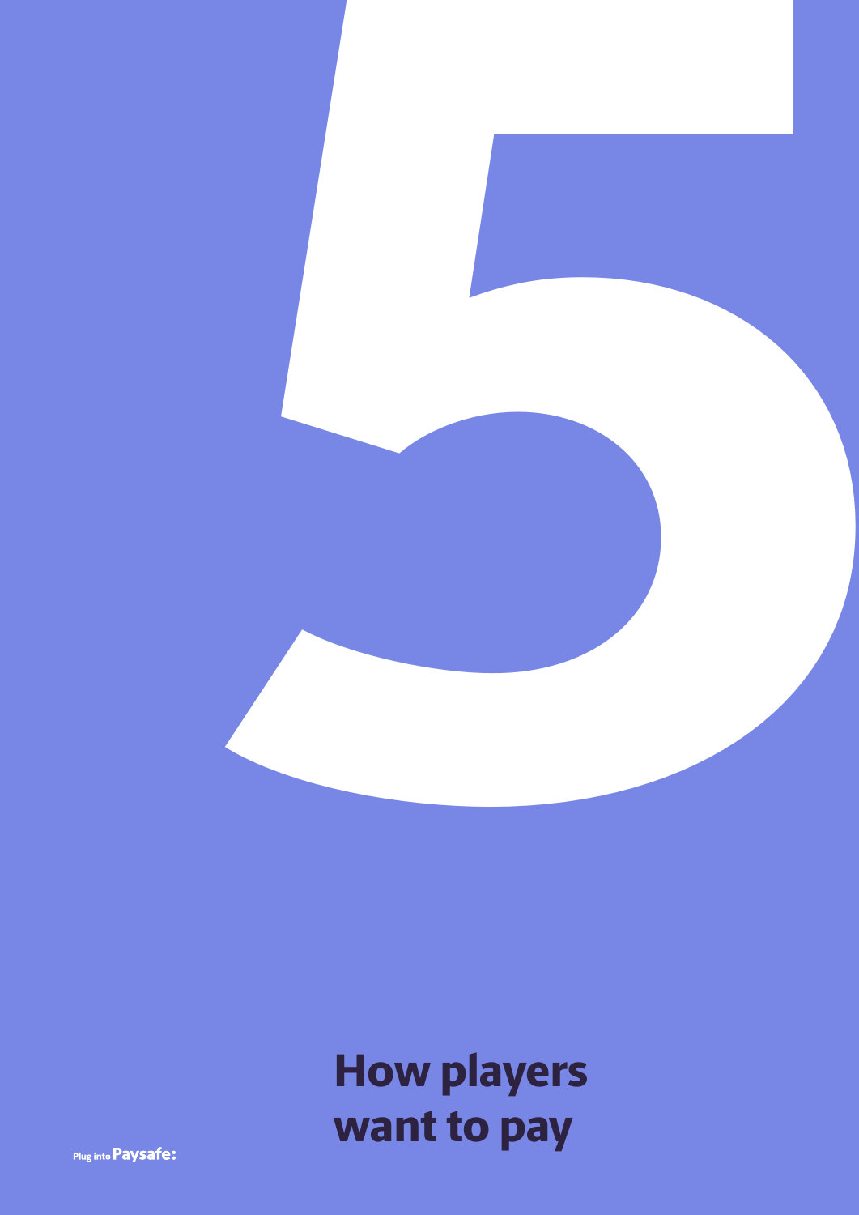# 5

## How players want to pay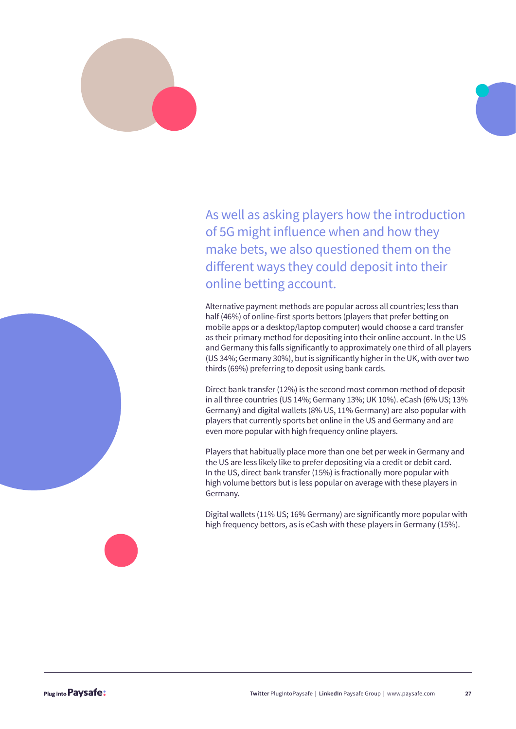As well as asking players how the introduction of 5G might influence when and how they make bets, we also questioned them on the different ways they could deposit into their online betting account.

Alternative payment methods are popular across all countries; less than half (46%) of online-first sports bettors (players that prefer betting on mobile apps or a desktop/laptop computer) would choose a card transfer as their primary method for depositing into their online account. In the US and Germany this falls significantly to approximately one third of all players (US 34%; Germany 30%), but is significantly higher in the UK, with over two thirds (69%) preferring to deposit using bank cards.

Direct bank transfer (12%) is the second most common method of deposit in all three countries (US 14%; Germany 13%; UK 10%). eCash (6% US; 13% Germany) and digital wallets (8% US, 11% Germany) are also popular with players that currently sports bet online in the US and Germany and are even more popular with high frequency online players.

Players that habitually place more than one bet per week in Germany and the US are less likely like to prefer depositing via a credit or debit card. In the US, direct bank transfer (15%) is fractionally more popular with high volume bettors but is less popular on average with these players in Germany.

Digital wallets (11% US; 16% Germany) are significantly more popular with high frequency bettors, as is eCash with these players in Germany (15%).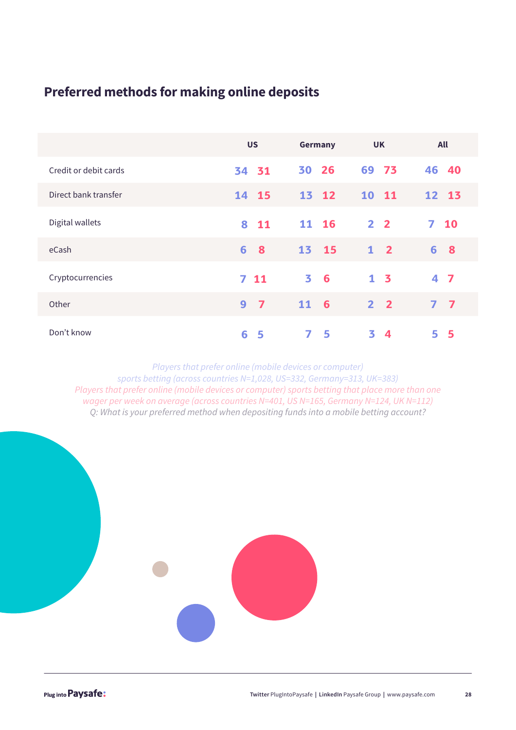## Preferred methods for making online deposits

| | US | | Germany | | UK | | All | |
|---|---|---|---|---|---|---|---|---|
| Credit or debit cards | 34 | 31 | 30 | 26 | 69 | 73 | 46 | 40 |
| Direct bank transfer | 14 | 15 | 13 | 12 | 10 | 11 | 12 | 13 |
| Digital wallets | 8 | 11 | 11 | 16 | 2 | 2 | 7 | 10 |
| eCash | 6 | 8 | 13 | 15 | 1 | 2 | 6 | 8 |
| Cryptocurrencies | 7 | 11 | 3 | 6 | 1 | 3 | 4 | 7 |
| Other | 9 | 7 | 11 | 6 | 2 | 2 | 7 | 7 |
| Don't know | 6 | 5 | 7 | 5 | 3 | 4 | 5 | 5 |

*Players that prefer online (mobile devices or computer) sports betting (across countries N=1,028, US=332, Germany=313, UK=383)*

*Players that prefer online (mobile devices or computer) sports betting that place more than one wager per week on average (across countries N=401, US N=165, Germany N=124, UK N=112)*

*Q: What is your preferred method when depositing funds into a mobile betting account?*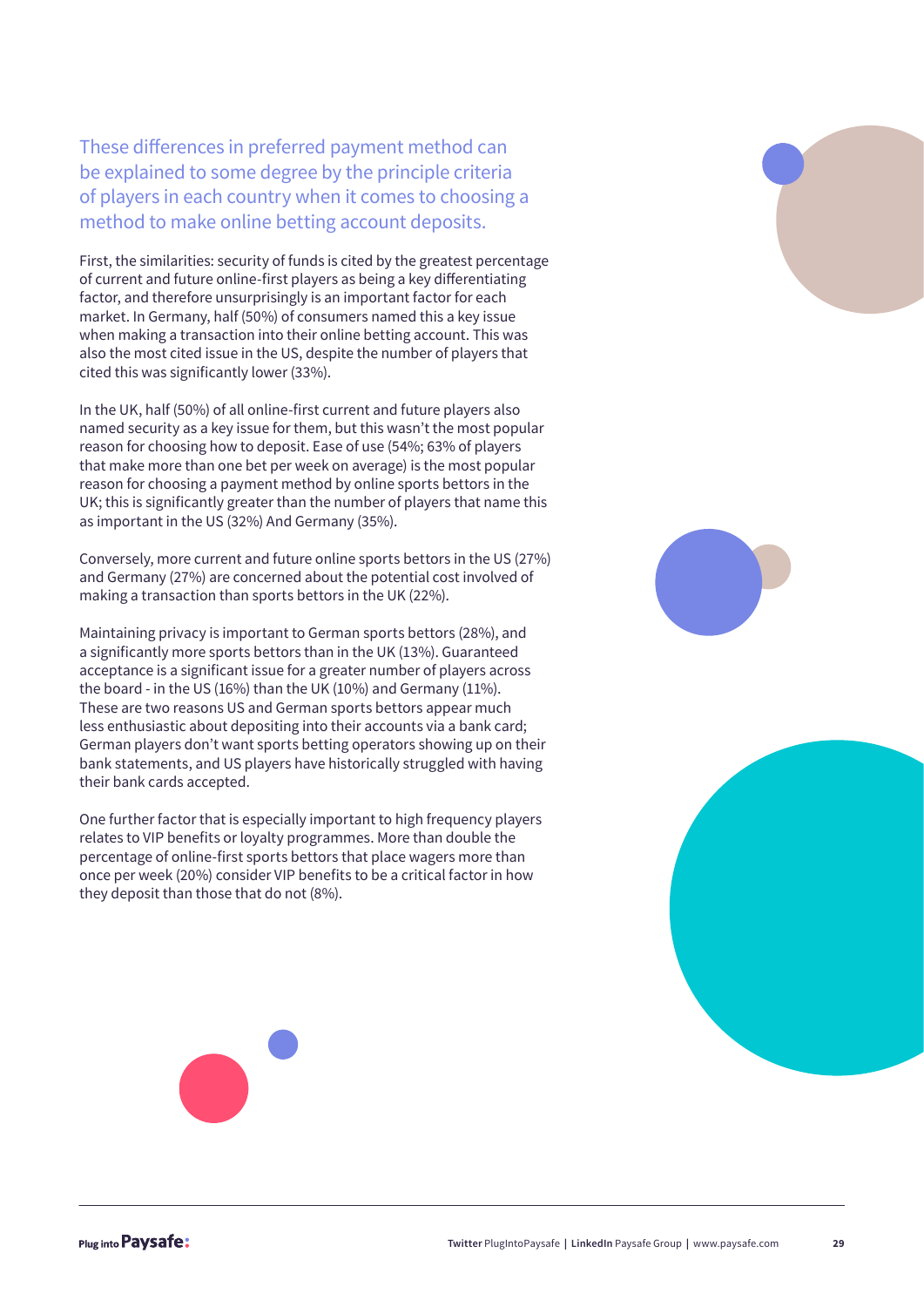These differences in preferred payment method can be explained to some degree by the principle criteria of players in each country when it comes to choosing a method to make online betting account deposits.

First, the similarities: security of funds is cited by the greatest percentage of current and future online-first players as being a key differentiating factor, and therefore unsurprisingly is an important factor for each market. In Germany, half (50%) of consumers named this a key issue when making a transaction into their online betting account. This was also the most cited issue in the US, despite the number of players that cited this was significantly lower (33%).

In the UK, half (50%) of all online-first current and future players also named security as a key issue for them, but this wasn't the most popular reason for choosing how to deposit. Ease of use (54%; 63% of players that make more than one bet per week on average) is the most popular reason for choosing a payment method by online sports bettors in the UK; this is significantly greater than the number of players that name this as important in the US (32%) And Germany (35%).

Conversely, more current and future online sports bettors in the US (27%) and Germany (27%) are concerned about the potential cost involved of making a transaction than sports bettors in the UK (22%).

Maintaining privacy is important to German sports bettors (28%), and a significantly more sports bettors than in the UK (13%). Guaranteed acceptance is a significant issue for a greater number of players across the board - in the US (16%) than the UK (10%) and Germany (11%). These are two reasons US and German sports bettors appear much less enthusiastic about depositing into their accounts via a bank card; German players don't want sports betting operators showing up on their bank statements, and US players have historically struggled with having their bank cards accepted.

One further factor that is especially important to high frequency players relates to VIP benefits or loyalty programmes. More than double the percentage of online-first sports bettors that place wagers more than once per week (20%) consider VIP benefits to be a critical factor in how they deposit than those that do not (8%).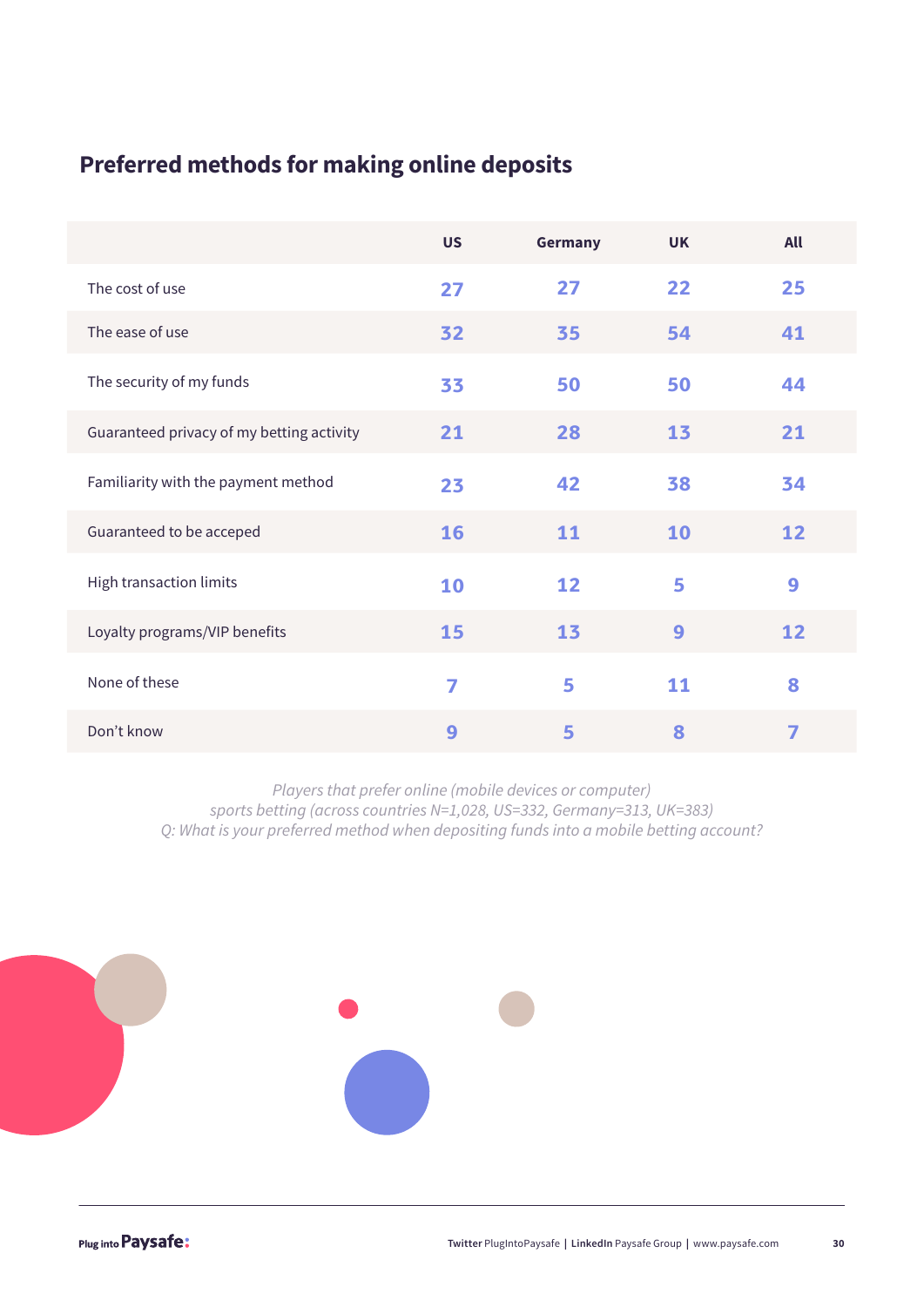## Preferred methods for making online deposits

| | US | Germany | UK | All |
|---|---|---|---|---|
| The cost of use | 27 | 27 | 22 | 25 |
| The ease of use | 32 | 35 | 54 | 41 |
| The security of my funds | 33 | 50 | 50 | 44 |
| Guaranteed privacy of my betting activity | 21 | 28 | 13 | 21 |
| Familiarity with the payment method | 23 | 42 | 38 | 34 |
| Guaranteed to be acceped | 16 | 11 | 10 | 12 |
| High transaction limits | 10 | 12 | 5 | 9 |
| Loyalty programs/VIP benefits | 15 | 13 | 9 | 12 |
| None of these | 7 | 5 | 11 | 8 |
| Don't know | 9 | 5 | 8 | 7 |

*Players that prefer online (mobile devices or computer) sports betting (across countries N=1,028, US=332, Germany=313, UK=383)*
*Q: What is your preferred method when depositing funds into a mobile betting account?*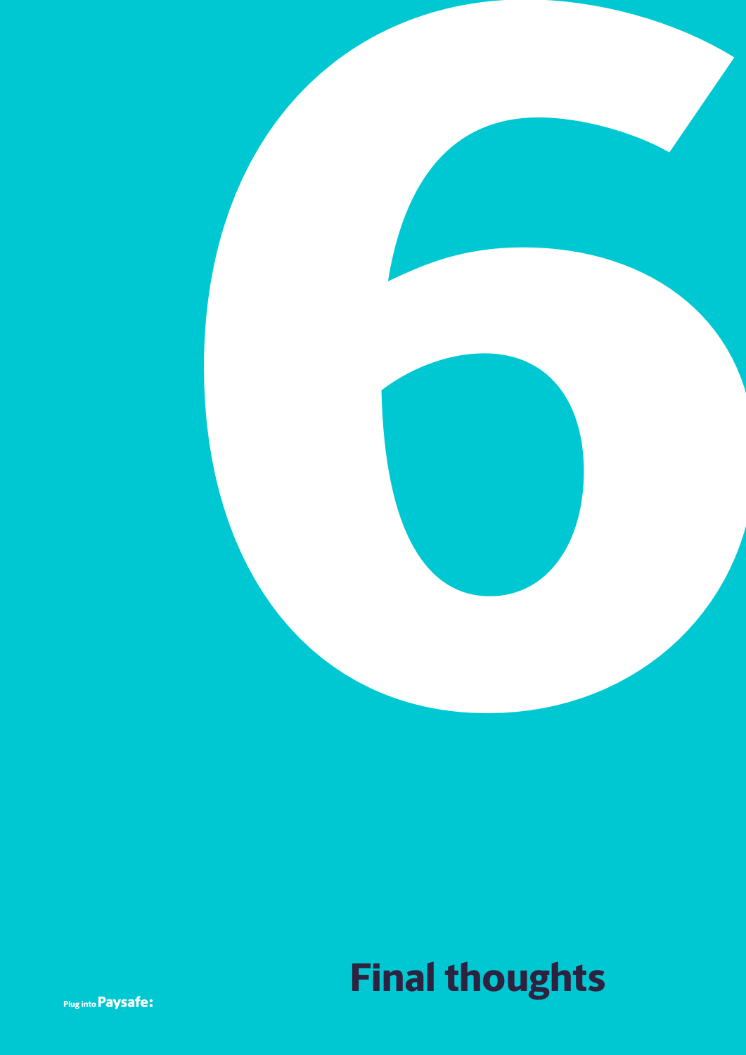# 6

## Final thoughts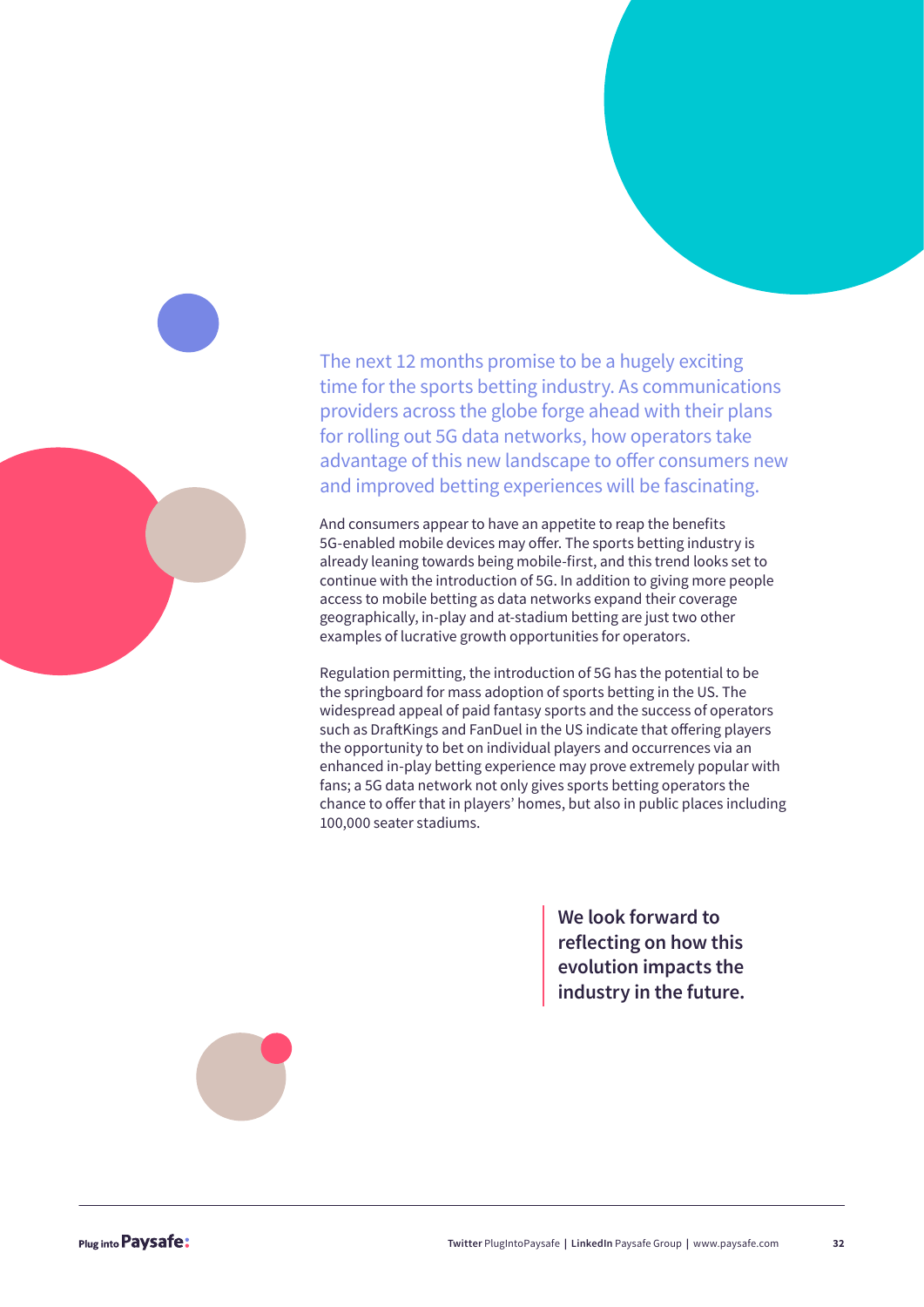The next 12 months promise to be a hugely exciting time for the sports betting industry. As communications providers across the globe forge ahead with their plans for rolling out 5G data networks, how operators take advantage of this new landscape to offer consumers new and improved betting experiences will be fascinating.

And consumers appear to have an appetite to reap the benefits 5G-enabled mobile devices may offer. The sports betting industry is already leaning towards being mobile-first, and this trend looks set to continue with the introduction of 5G. In addition to giving more people access to mobile betting as data networks expand their coverage geographically, in-play and at-stadium betting are just two other examples of lucrative growth opportunities for operators.

Regulation permitting, the introduction of 5G has the potential to be the springboard for mass adoption of sports betting in the US. The widespread appeal of paid fantasy sports and the success of operators such as DraftKings and FanDuel in the US indicate that offering players the opportunity to bet on individual players and occurrences via an enhanced in-play betting experience may prove extremely popular with fans; a 5G data network not only gives sports betting operators the chance to offer that in players' homes, but also in public places including 100,000 seater stadiums.

> **We look forward to reflecting on how this evolution impacts the industry in the future.**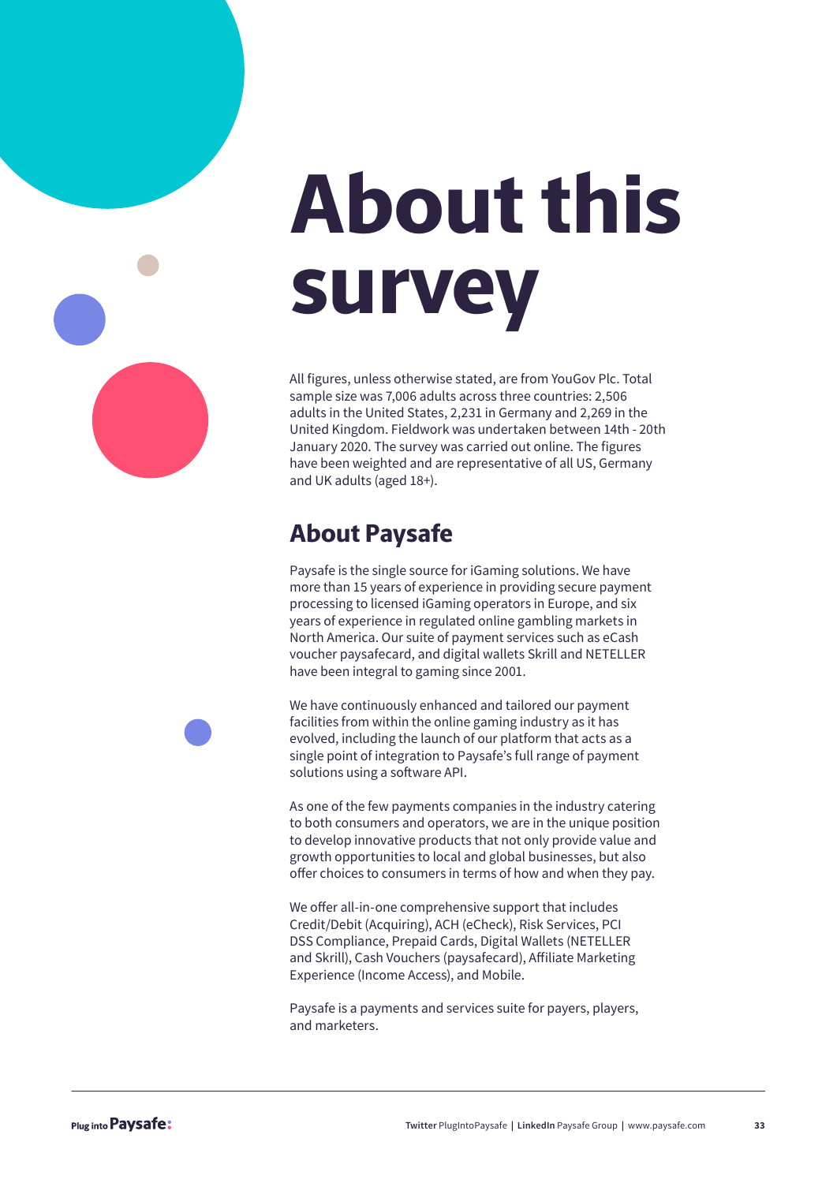# About this survey

All figures, unless otherwise stated, are from YouGov Plc. Total sample size was 7,006 adults across three countries: 2,506 adults in the United States, 2,231 in Germany and 2,269 in the United Kingdom. Fieldwork was undertaken between 14th - 20th January 2020. The survey was carried out online. The figures have been weighted and are representative of all US, Germany and UK adults (aged 18+).

## About Paysafe

Paysafe is the single source for iGaming solutions. We have more than 15 years of experience in providing secure payment processing to licensed iGaming operators in Europe, and six years of experience in regulated online gambling markets in North America. Our suite of payment services such as eCash voucher paysafecard, and digital wallets Skrill and NETELLER have been integral to gaming since 2001.

We have continuously enhanced and tailored our payment facilities from within the online gaming industry as it has evolved, including the launch of our platform that acts as a single point of integration to Paysafe's full range of payment solutions using a software API.

As one of the few payments companies in the industry catering to both consumers and operators, we are in the unique position to develop innovative products that not only provide value and growth opportunities to local and global businesses, but also offer choices to consumers in terms of how and when they pay.

We offer all-in-one comprehensive support that includes Credit/Debit (Acquiring), ACH (eCheck), Risk Services, PCI DSS Compliance, Prepaid Cards, Digital Wallets (NETELLER and Skrill), Cash Vouchers (paysafecard), Affiliate Marketing Experience (Income Access), and Mobile.

Paysafe is a payments and services suite for payers, players, and marketers.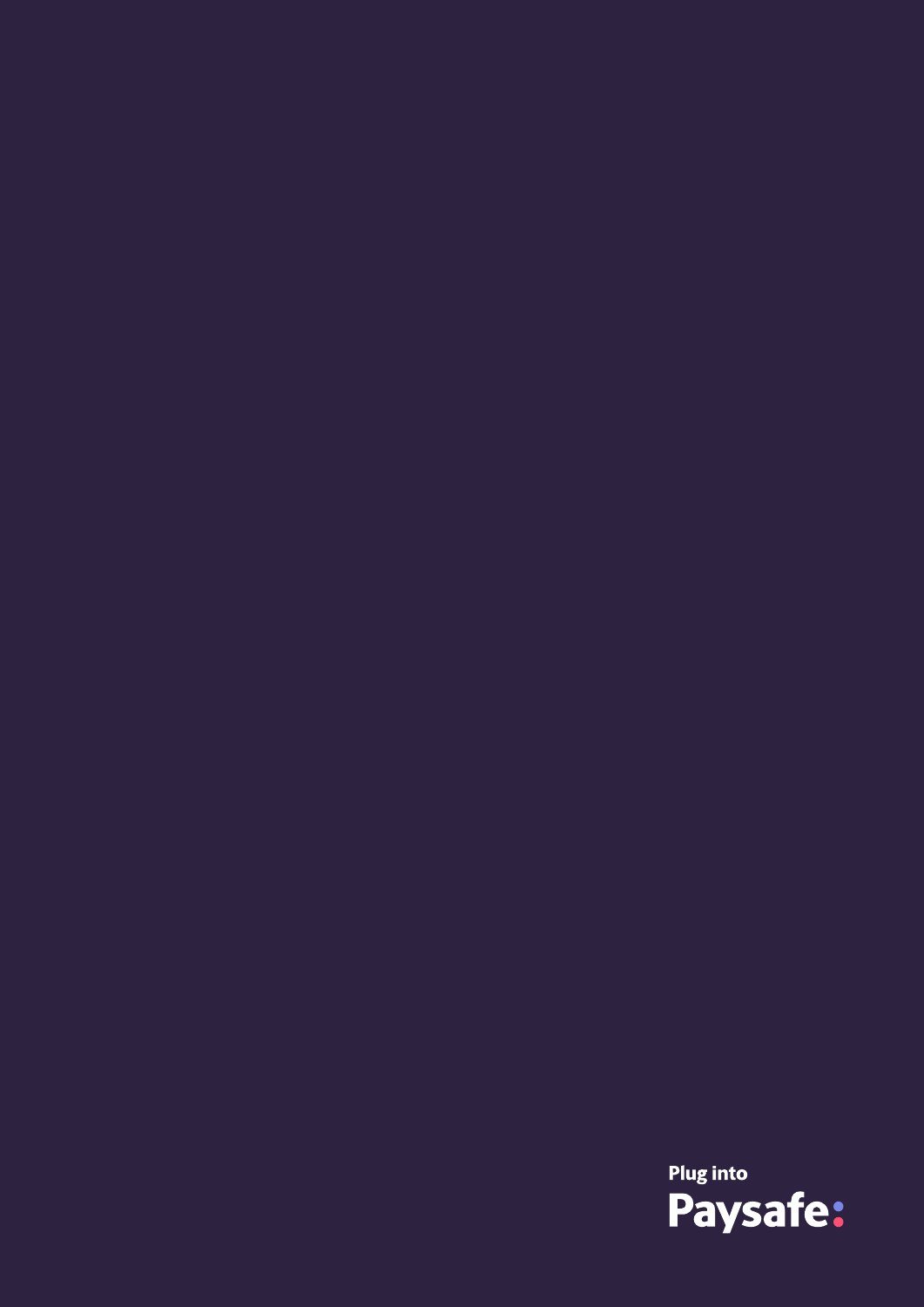Plug into

Paysafe: